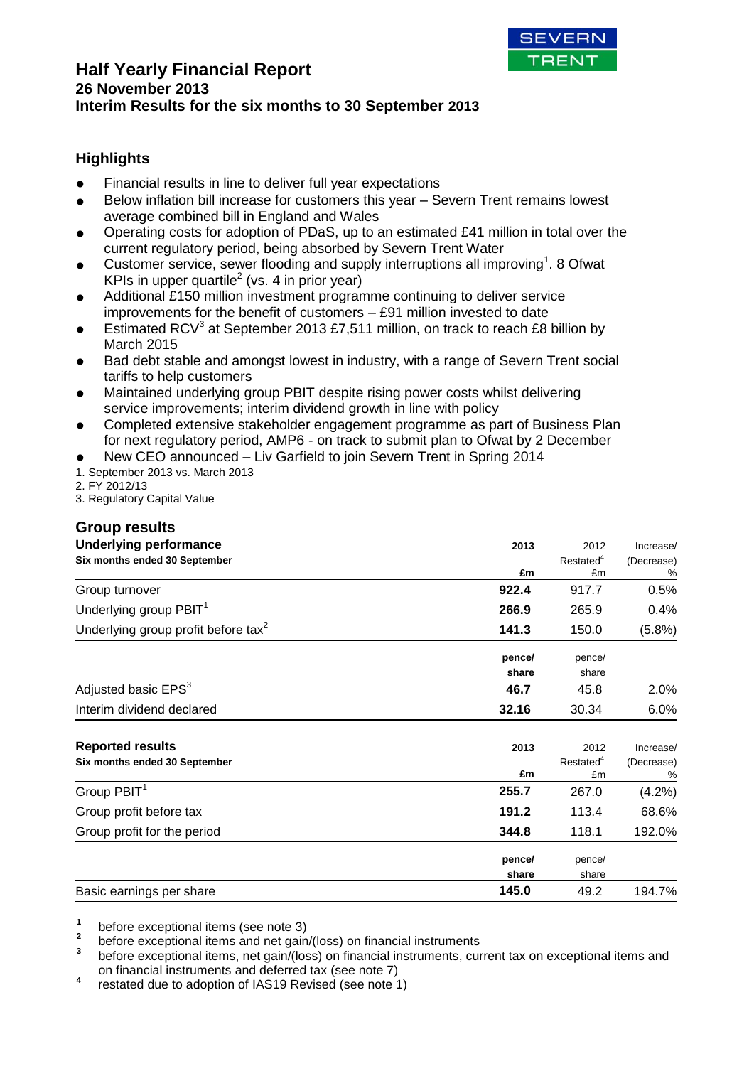# Half Yearly Financial Report

**26 November 2013**

**Interim Results for the six months to 30 September 2013**

## Highlights

- Financial results in line to deliver full year expectations
- Below inflation bill increase for customers this year – Severn Trent remains lowest average combined bill in England and Wales
- Operating costs for adoption of PDaS, up to an estimated £41 million in total over the current regulatory period, being absorbed by Severn Trent Water
- Customer service, sewer flooding and supply interruptions all improving[1]. 8 Ofwat KPIs in upper quartile[2] (vs. 4 in prior year)
- Additional £150 million investment programme continuing to deliver service improvements for the benefit of customers – £91 million invested to date
- Estimated RCV[3] at September 2013 £7,511 million, on track to reach £8 billion by March 2015
- Bad debt stable and amongst lowest in industry, with a range of Severn Trent social tariffs to help customers
- Maintained underlying group PBIT despite rising power costs whilst delivering service improvements; interim dividend growth in line with policy
- Completed extensive stakeholder engagement programme as part of Business Plan for next regulatory period, AMP6 - on track to submit plan to Ofwat by 2 December
- New CEO announced – Liv Garfield to join Severn Trent in Spring 2014

1. September 2013 vs. March 2013
2. FY 2012/13
3. Regulatory Capital Value

## Group results

| **Underlying performance**<br>**Six months ended 30 September** | **2013**<br>**£m** | 2012<br>Restated[4]<br>£m | Increase/<br>(Decrease)<br>% |
|---|---|---|---|
| Group turnover | **922.4** | 917.7 | 0.5% |
| Underlying group PBIT[1] | **266.9** | 265.9 | 0.4% |
| Underlying group profit before tax[2] | **141.3** | 150.0 | (5.8%) |
| | **pence/ share** | pence/ share | |
| Adjusted basic EPS[3] | **46.7** | 45.8 | 2.0% |
| Interim dividend declared | **32.16** | 30.34 | 6.0% |

| **Reported results**<br>**Six months ended 30 September** | **2013**<br>**£m** | 2012<br>Restated[4]<br>£m | Increase/<br>(Decrease)<br>% |
|---|---|---|---|
| Group PBIT[1] | **255.7** | 267.0 | (4.2%) |
| Group profit before tax | **191.2** | 113.4 | 68.6% |
| Group profit for the period | **344.8** | 118.1 | 192.0% |
| | **pence/ share** | pence/ share | |
| Basic earnings per share | **145.0** | 49.2 | 194.7% |

[1] before exceptional items (see note 3)

[2] before exceptional items and net gain/(loss) on financial instruments

[3] before exceptional items, net gain/(loss) on financial instruments, current tax on exceptional items and on financial instruments and deferred tax (see note 7)

[4] restated due to adoption of IAS19 Revised (see note 1)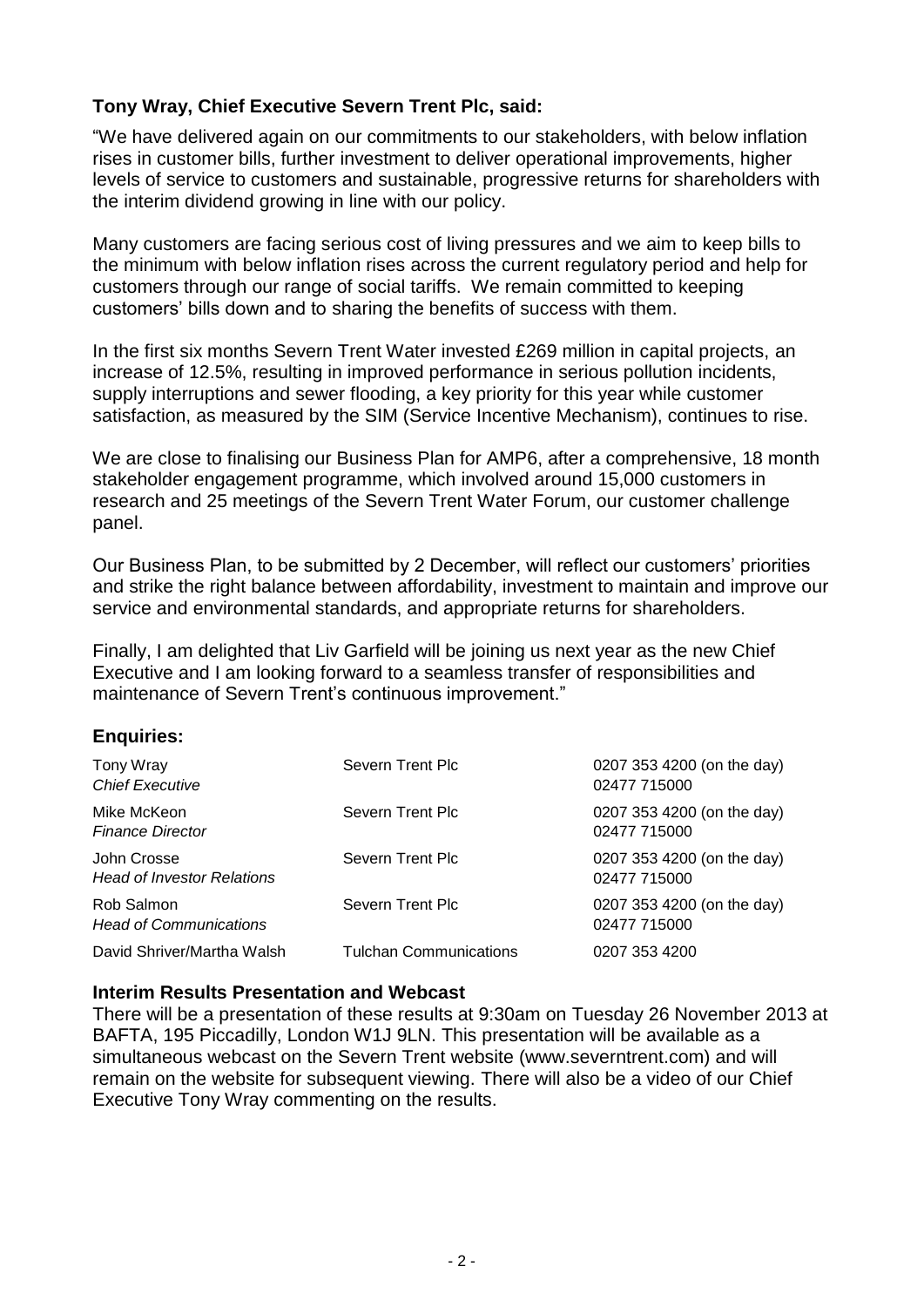**Tony Wray, Chief Executive Severn Trent Plc, said:**

"We have delivered again on our commitments to our stakeholders, with below inflation rises in customer bills, further investment to deliver operational improvements, higher levels of service to customers and sustainable, progressive returns for shareholders with the interim dividend growing in line with our policy.

Many customers are facing serious cost of living pressures and we aim to keep bills to the minimum with below inflation rises across the current regulatory period and help for customers through our range of social tariffs. We remain committed to keeping customers' bills down and to sharing the benefits of success with them.

In the first six months Severn Trent Water invested £269 million in capital projects, an increase of 12.5%, resulting in improved performance in serious pollution incidents, supply interruptions and sewer flooding, a key priority for this year while customer satisfaction, as measured by the SIM (Service Incentive Mechanism), continues to rise.

We are close to finalising our Business Plan for AMP6, after a comprehensive, 18 month stakeholder engagement programme, which involved around 15,000 customers in research and 25 meetings of the Severn Trent Water Forum, our customer challenge panel.

Our Business Plan, to be submitted by 2 December, will reflect our customers' priorities and strike the right balance between affordability, investment to maintain and improve our service and environmental standards, and appropriate returns for shareholders.

Finally, I am delighted that Liv Garfield will be joining us next year as the new Chief Executive and I am looking forward to a seamless transfer of responsibilities and maintenance of Severn Trent's continuous improvement."

## Enquiries:

| | | |
|---|---|---|
| Tony Wray<br>*Chief Executive* | Severn Trent Plc | 0207 353 4200 (on the day)<br>02477 715000 |
| Mike McKeon<br>*Finance Director* | Severn Trent Plc | 0207 353 4200 (on the day)<br>02477 715000 |
| John Crosse<br>*Head of Investor Relations* | Severn Trent Plc | 0207 353 4200 (on the day)<br>02477 715000 |
| Rob Salmon<br>*Head of Communications* | Severn Trent Plc | 0207 353 4200 (on the day)<br>02477 715000 |
| David Shriver/Martha Walsh | Tulchan Communications | 0207 353 4200 |

## Interim Results Presentation and Webcast

There will be a presentation of these results at 9:30am on Tuesday 26 November 2013 at BAFTA, 195 Piccadilly, London W1J 9LN. This presentation will be available as a simultaneous webcast on the Severn Trent website (www.severntrent.com) and will remain on the website for subsequent viewing. There will also be a video of our Chief Executive Tony Wray commenting on the results.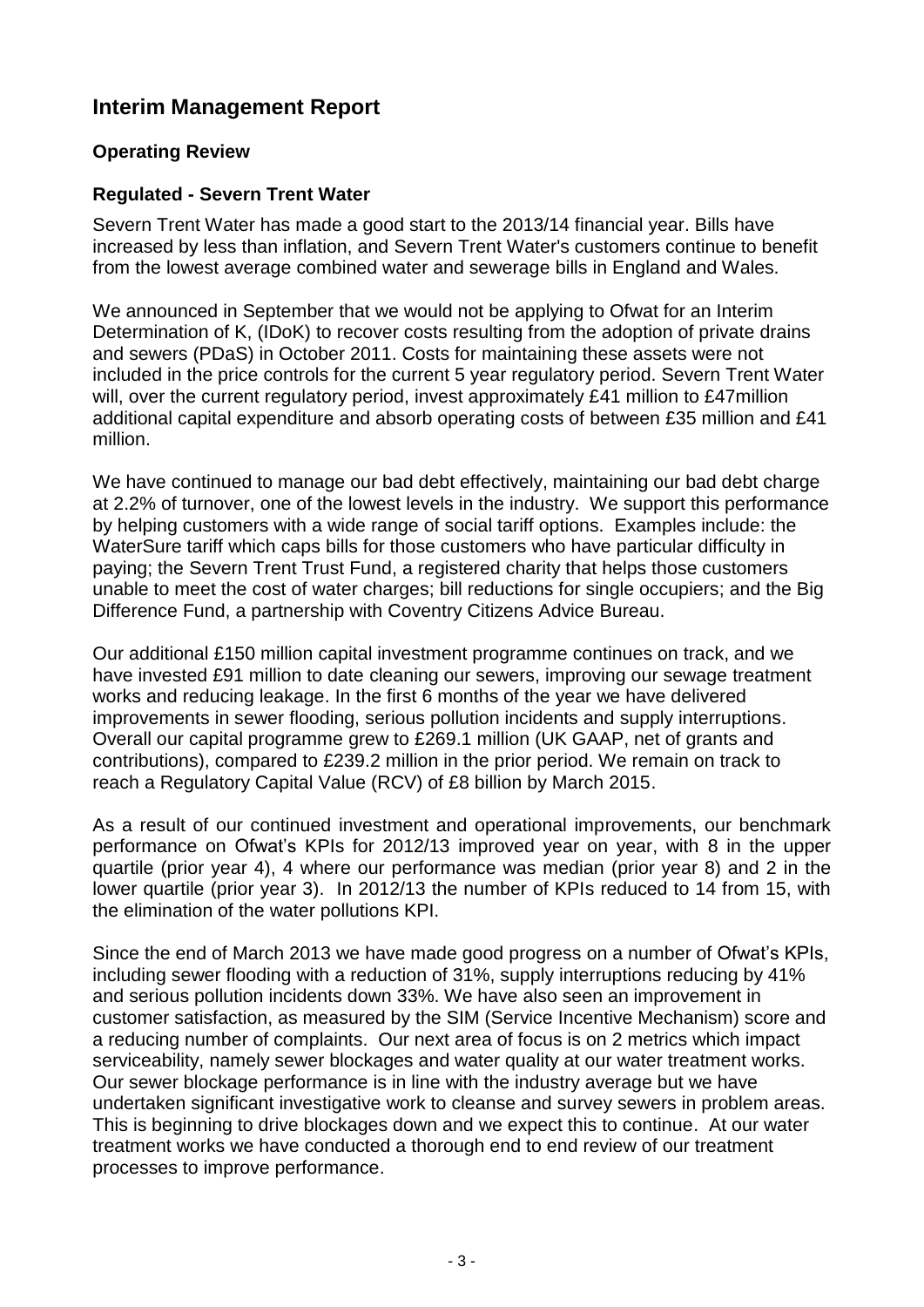# Interim Management Report

## Operating Review

### Regulated - Severn Trent Water

Severn Trent Water has made a good start to the 2013/14 financial year. Bills have increased by less than inflation, and Severn Trent Water's customers continue to benefit from the lowest average combined water and sewerage bills in England and Wales.

We announced in September that we would not be applying to Ofwat for an Interim Determination of K, (IDoK) to recover costs resulting from the adoption of private drains and sewers (PDaS) in October 2011. Costs for maintaining these assets were not included in the price controls for the current 5 year regulatory period. Severn Trent Water will, over the current regulatory period, invest approximately £41 million to £47million additional capital expenditure and absorb operating costs of between £35 million and £41 million.

We have continued to manage our bad debt effectively, maintaining our bad debt charge at 2.2% of turnover, one of the lowest levels in the industry. We support this performance by helping customers with a wide range of social tariff options. Examples include: the WaterSure tariff which caps bills for those customers who have particular difficulty in paying; the Severn Trent Trust Fund, a registered charity that helps those customers unable to meet the cost of water charges; bill reductions for single occupiers; and the Big Difference Fund, a partnership with Coventry Citizens Advice Bureau.

Our additional £150 million capital investment programme continues on track, and we have invested £91 million to date cleaning our sewers, improving our sewage treatment works and reducing leakage. In the first 6 months of the year we have delivered improvements in sewer flooding, serious pollution incidents and supply interruptions. Overall our capital programme grew to £269.1 million (UK GAAP, net of grants and contributions), compared to £239.2 million in the prior period. We remain on track to reach a Regulatory Capital Value (RCV) of £8 billion by March 2015.

As a result of our continued investment and operational improvements, our benchmark performance on Ofwat's KPIs for 2012/13 improved year on year, with 8 in the upper quartile (prior year 4), 4 where our performance was median (prior year 8) and 2 in the lower quartile (prior year 3). In 2012/13 the number of KPIs reduced to 14 from 15, with the elimination of the water pollutions KPI.

Since the end of March 2013 we have made good progress on a number of Ofwat's KPIs, including sewer flooding with a reduction of 31%, supply interruptions reducing by 41% and serious pollution incidents down 33%. We have also seen an improvement in customer satisfaction, as measured by the SIM (Service Incentive Mechanism) score and a reducing number of complaints. Our next area of focus is on 2 metrics which impact serviceability, namely sewer blockages and water quality at our water treatment works. Our sewer blockage performance is in line with the industry average but we have undertaken significant investigative work to cleanse and survey sewers in problem areas. This is beginning to drive blockages down and we expect this to continue. At our water treatment works we have conducted a thorough end to end review of our treatment processes to improve performance.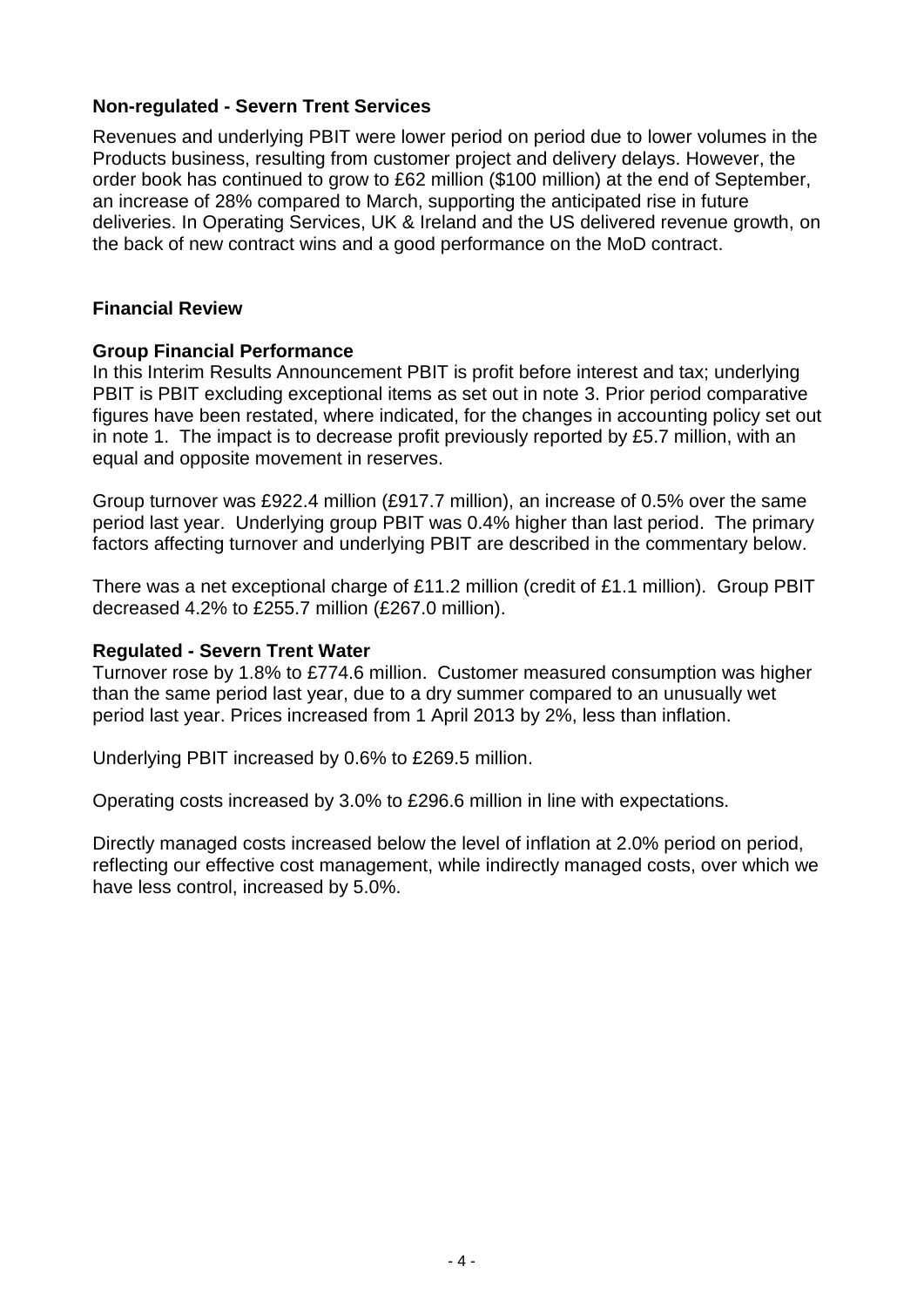### Non-regulated - Severn Trent Services

Revenues and underlying PBIT were lower period on period due to lower volumes in the Products business, resulting from customer project and delivery delays. However, the order book has continued to grow to £62 million ($100 million) at the end of September, an increase of 28% compared to March, supporting the anticipated rise in future deliveries. In Operating Services, UK & Ireland and the US delivered revenue growth, on the back of new contract wins and a good performance on the MoD contract.

## Financial Review

### Group Financial Performance

In this Interim Results Announcement PBIT is profit before interest and tax; underlying PBIT is PBIT excluding exceptional items as set out in note 3. Prior period comparative figures have been restated, where indicated, for the changes in accounting policy set out in note 1. The impact is to decrease profit previously reported by £5.7 million, with an equal and opposite movement in reserves.

Group turnover was £922.4 million (£917.7 million), an increase of 0.5% over the same period last year. Underlying group PBIT was 0.4% higher than last period. The primary factors affecting turnover and underlying PBIT are described in the commentary below.

There was a net exceptional charge of £11.2 million (credit of £1.1 million). Group PBIT decreased 4.2% to £255.7 million (£267.0 million).

### Regulated - Severn Trent Water

Turnover rose by 1.8% to £774.6 million. Customer measured consumption was higher than the same period last year, due to a dry summer compared to an unusually wet period last year. Prices increased from 1 April 2013 by 2%, less than inflation.

Underlying PBIT increased by 0.6% to £269.5 million.

Operating costs increased by 3.0% to £296.6 million in line with expectations.

Directly managed costs increased below the level of inflation at 2.0% period on period, reflecting our effective cost management, while indirectly managed costs, over which we have less control, increased by 5.0%.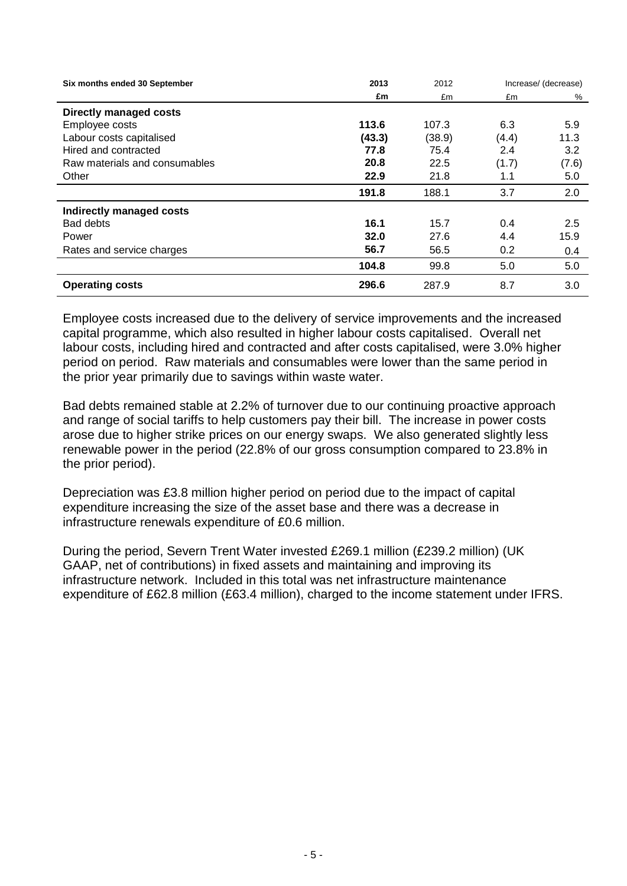| Six months ended 30 September | 2013 | 2012 | Increase/ (decrease) | |
|---|---|---|---|---|
| | **£m** | £m | £m | % |
| **Directly managed costs** | | | | |
| Employee costs | **113.6** | 107.3 | 6.3 | 5.9 |
| Labour costs capitalised | **(43.3)** | (38.9) | (4.4) | 11.3 |
| Hired and contracted | **77.8** | 75.4 | 2.4 | 3.2 |
| Raw materials and consumables | **20.8** | 22.5 | (1.7) | (7.6) |
| Other | **22.9** | 21.8 | 1.1 | 5.0 |
| | **191.8** | 188.1 | 3.7 | 2.0 |
| **Indirectly managed costs** | | | | |
| Bad debts | **16.1** | 15.7 | 0.4 | 2.5 |
| Power | **32.0** | 27.6 | 4.4 | 15.9 |
| Rates and service charges | **56.7** | 56.5 | 0.2 | 0.4 |
| | **104.8** | 99.8 | 5.0 | 5.0 |
| **Operating costs** | **296.6** | 287.9 | 8.7 | 3.0 |

Employee costs increased due to the delivery of service improvements and the increased capital programme, which also resulted in higher labour costs capitalised. Overall net labour costs, including hired and contracted and after costs capitalised, were 3.0% higher period on period. Raw materials and consumables were lower than the same period in the prior year primarily due to savings within waste water.

Bad debts remained stable at 2.2% of turnover due to our continuing proactive approach and range of social tariffs to help customers pay their bill. The increase in power costs arose due to higher strike prices on our energy swaps. We also generated slightly less renewable power in the period (22.8% of our gross consumption compared to 23.8% in the prior period).

Depreciation was £3.8 million higher period on period due to the impact of capital expenditure increasing the size of the asset base and there was a decrease in infrastructure renewals expenditure of £0.6 million.

During the period, Severn Trent Water invested £269.1 million (£239.2 million) (UK GAAP, net of contributions) in fixed assets and maintaining and improving its infrastructure network. Included in this total was net infrastructure maintenance expenditure of £62.8 million (£63.4 million), charged to the income statement under IFRS.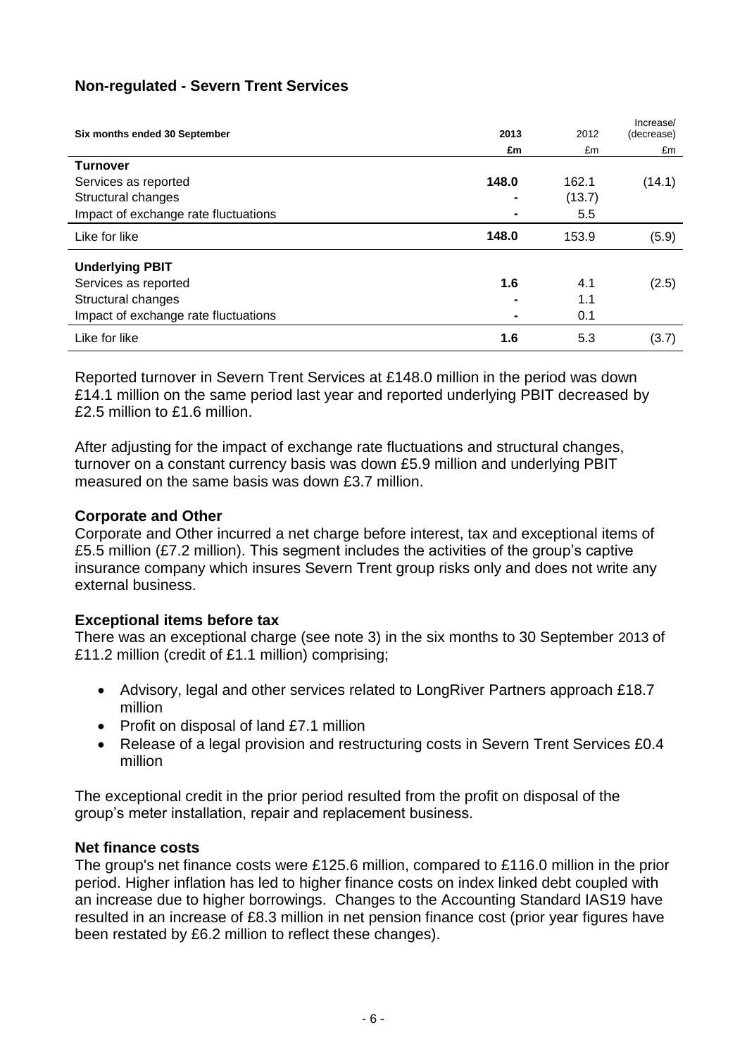## Non-regulated - Severn Trent Services

| Six months ended 30 September | 2013 | 2012 | Increase/ (decrease) |
|---|---|---|---|
| | **£m** | £m | £m |
| **Turnover** | | | |
| Services as reported | **148.0** | 162.1 | (14.1) |
| Structural changes | **-** | (13.7) | |
| Impact of exchange rate fluctuations | **-** | 5.5 | |
| Like for like | **148.0** | 153.9 | (5.9) |
| **Underlying PBIT** | | | |
| Services as reported | **1.6** | 4.1 | (2.5) |
| Structural changes | **-** | 1.1 | |
| Impact of exchange rate fluctuations | **-** | 0.1 | |
| Like for like | **1.6** | 5.3 | (3.7) |

Reported turnover in Severn Trent Services at £148.0 million in the period was down £14.1 million on the same period last year and reported underlying PBIT decreased by £2.5 million to £1.6 million.

After adjusting for the impact of exchange rate fluctuations and structural changes, turnover on a constant currency basis was down £5.9 million and underlying PBIT measured on the same basis was down £3.7 million.

### Corporate and Other

Corporate and Other incurred a net charge before interest, tax and exceptional items of £5.5 million (£7.2 million). This segment includes the activities of the group's captive insurance company which insures Severn Trent group risks only and does not write any external business.

### Exceptional items before tax

There was an exceptional charge (see note 3) in the six months to 30 September 2013 of £11.2 million (credit of £1.1 million) comprising;

- Advisory, legal and other services related to LongRiver Partners approach £18.7 million
- Profit on disposal of land £7.1 million
- Release of a legal provision and restructuring costs in Severn Trent Services £0.4 million

The exceptional credit in the prior period resulted from the profit on disposal of the group's meter installation, repair and replacement business.

### Net finance costs

The group's net finance costs were £125.6 million, compared to £116.0 million in the prior period. Higher inflation has led to higher finance costs on index linked debt coupled with an increase due to higher borrowings. Changes to the Accounting Standard IAS19 have resulted in an increase of £8.3 million in net pension finance cost (prior year figures have been restated by £6.2 million to reflect these changes).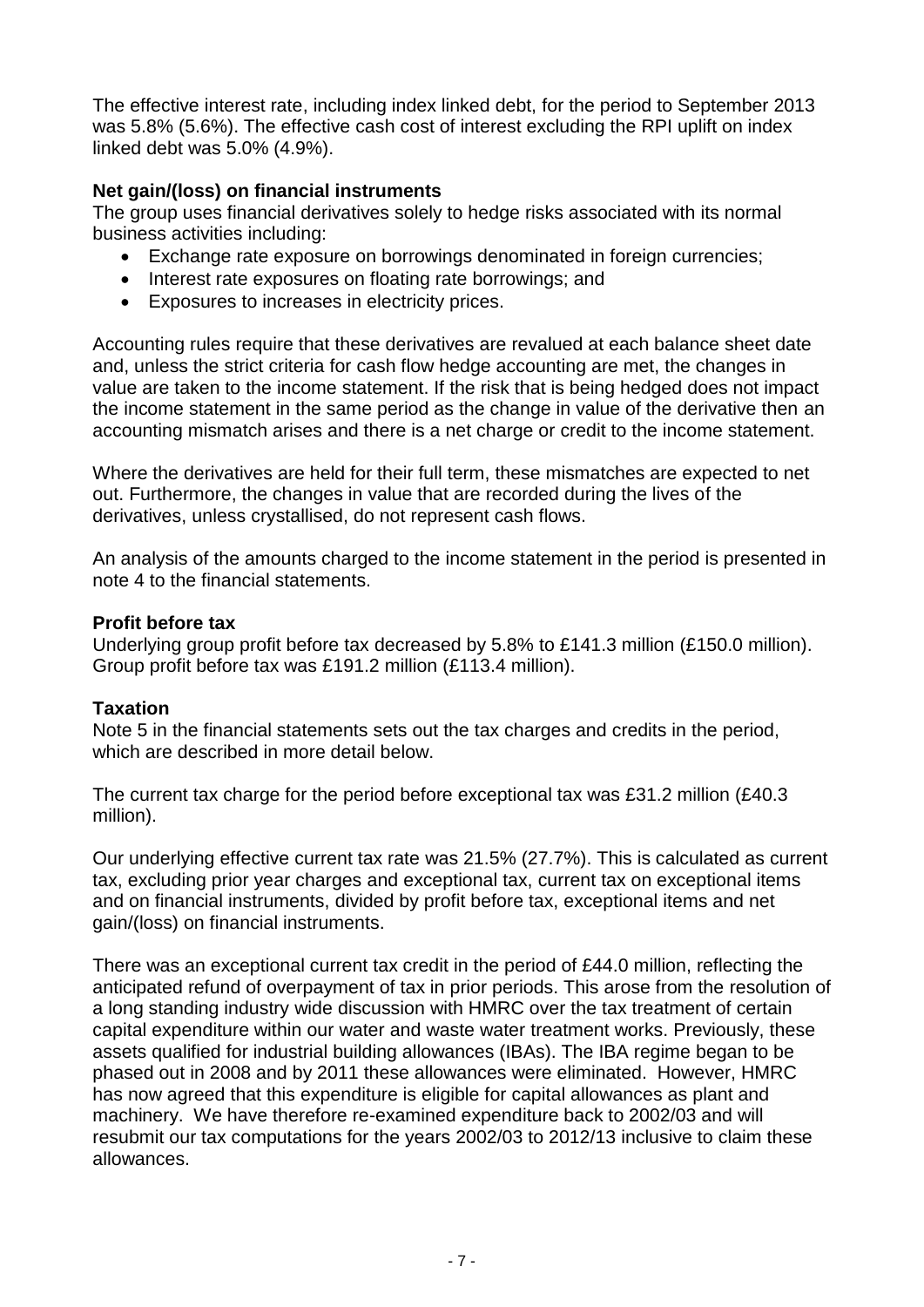The effective interest rate, including index linked debt, for the period to September 2013 was 5.8% (5.6%). The effective cash cost of interest excluding the RPI uplift on index linked debt was 5.0% (4.9%).

**Net gain/(loss) on financial instruments**

The group uses financial derivatives solely to hedge risks associated with its normal business activities including:

- Exchange rate exposure on borrowings denominated in foreign currencies;
- Interest rate exposures on floating rate borrowings; and
- Exposures to increases in electricity prices.

Accounting rules require that these derivatives are revalued at each balance sheet date and, unless the strict criteria for cash flow hedge accounting are met, the changes in value are taken to the income statement. If the risk that is being hedged does not impact the income statement in the same period as the change in value of the derivative then an accounting mismatch arises and there is a net charge or credit to the income statement.

Where the derivatives are held for their full term, these mismatches are expected to net out. Furthermore, the changes in value that are recorded during the lives of the derivatives, unless crystallised, do not represent cash flows.

An analysis of the amounts charged to the income statement in the period is presented in note 4 to the financial statements.

**Profit before tax**

Underlying group profit before tax decreased by 5.8% to £141.3 million (£150.0 million). Group profit before tax was £191.2 million (£113.4 million).

**Taxation**

Note 5 in the financial statements sets out the tax charges and credits in the period, which are described in more detail below.

The current tax charge for the period before exceptional tax was £31.2 million (£40.3 million).

Our underlying effective current tax rate was 21.5% (27.7%). This is calculated as current tax, excluding prior year charges and exceptional tax, current tax on exceptional items and on financial instruments, divided by profit before tax, exceptional items and net gain/(loss) on financial instruments.

There was an exceptional current tax credit in the period of £44.0 million, reflecting the anticipated refund of overpayment of tax in prior periods. This arose from the resolution of a long standing industry wide discussion with HMRC over the tax treatment of certain capital expenditure within our water and waste water treatment works. Previously, these assets qualified for industrial building allowances (IBAs). The IBA regime began to be phased out in 2008 and by 2011 these allowances were eliminated. However, HMRC has now agreed that this expenditure is eligible for capital allowances as plant and machinery. We have therefore re-examined expenditure back to 2002/03 and will resubmit our tax computations for the years 2002/03 to 2012/13 inclusive to claim these allowances.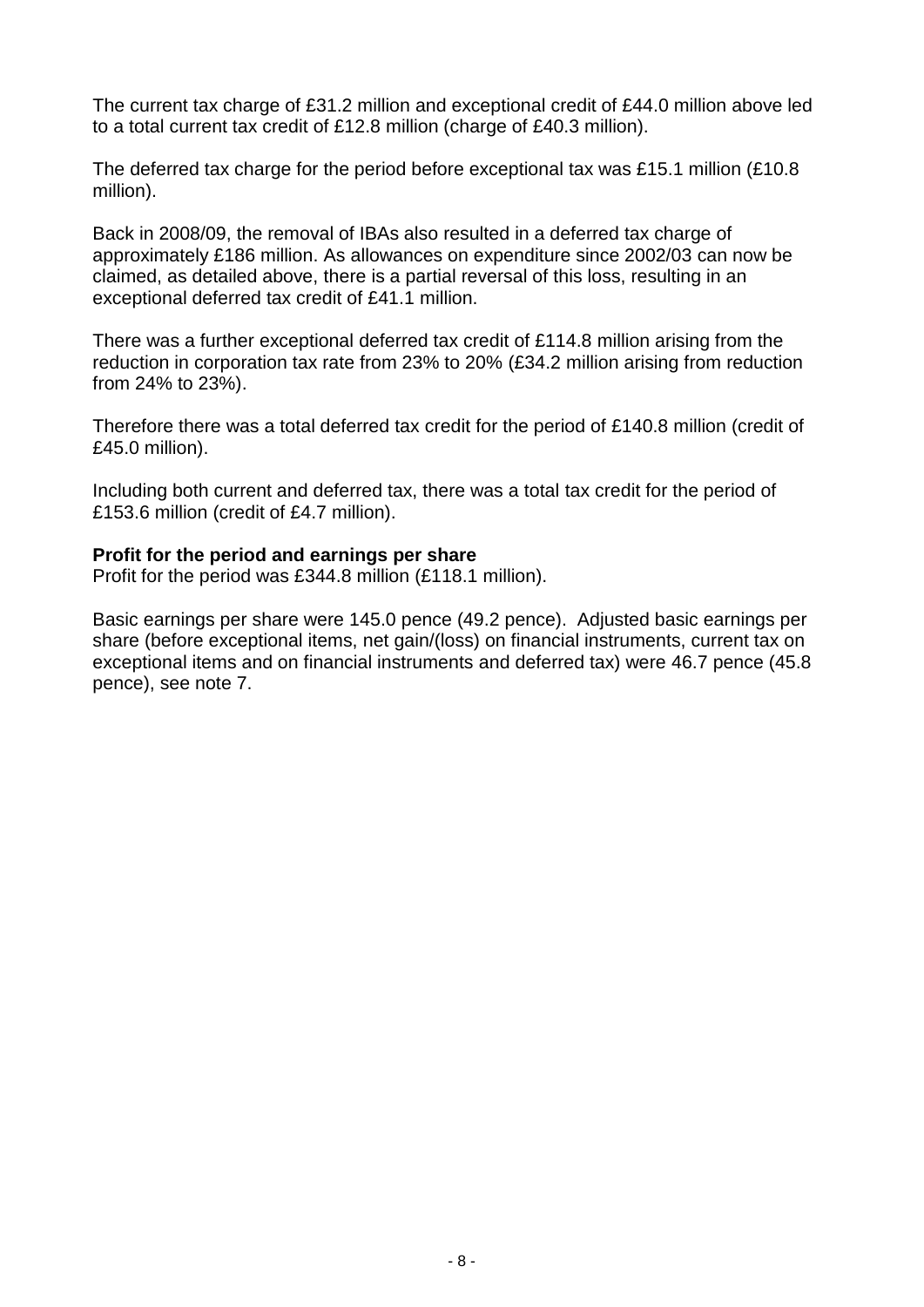The current tax charge of £31.2 million and exceptional credit of £44.0 million above led to a total current tax credit of £12.8 million (charge of £40.3 million).

The deferred tax charge for the period before exceptional tax was £15.1 million (£10.8 million).

Back in 2008/09, the removal of IBAs also resulted in a deferred tax charge of approximately £186 million. As allowances on expenditure since 2002/03 can now be claimed, as detailed above, there is a partial reversal of this loss, resulting in an exceptional deferred tax credit of £41.1 million.

There was a further exceptional deferred tax credit of £114.8 million arising from the reduction in corporation tax rate from 23% to 20% (£34.2 million arising from reduction from 24% to 23%).

Therefore there was a total deferred tax credit for the period of £140.8 million (credit of £45.0 million).

Including both current and deferred tax, there was a total tax credit for the period of £153.6 million (credit of £4.7 million).

**Profit for the period and earnings per share**

Profit for the period was £344.8 million (£118.1 million).

Basic earnings per share were 145.0 pence (49.2 pence). Adjusted basic earnings per share (before exceptional items, net gain/(loss) on financial instruments, current tax on exceptional items and on financial instruments and deferred tax) were 46.7 pence (45.8 pence), see note 7.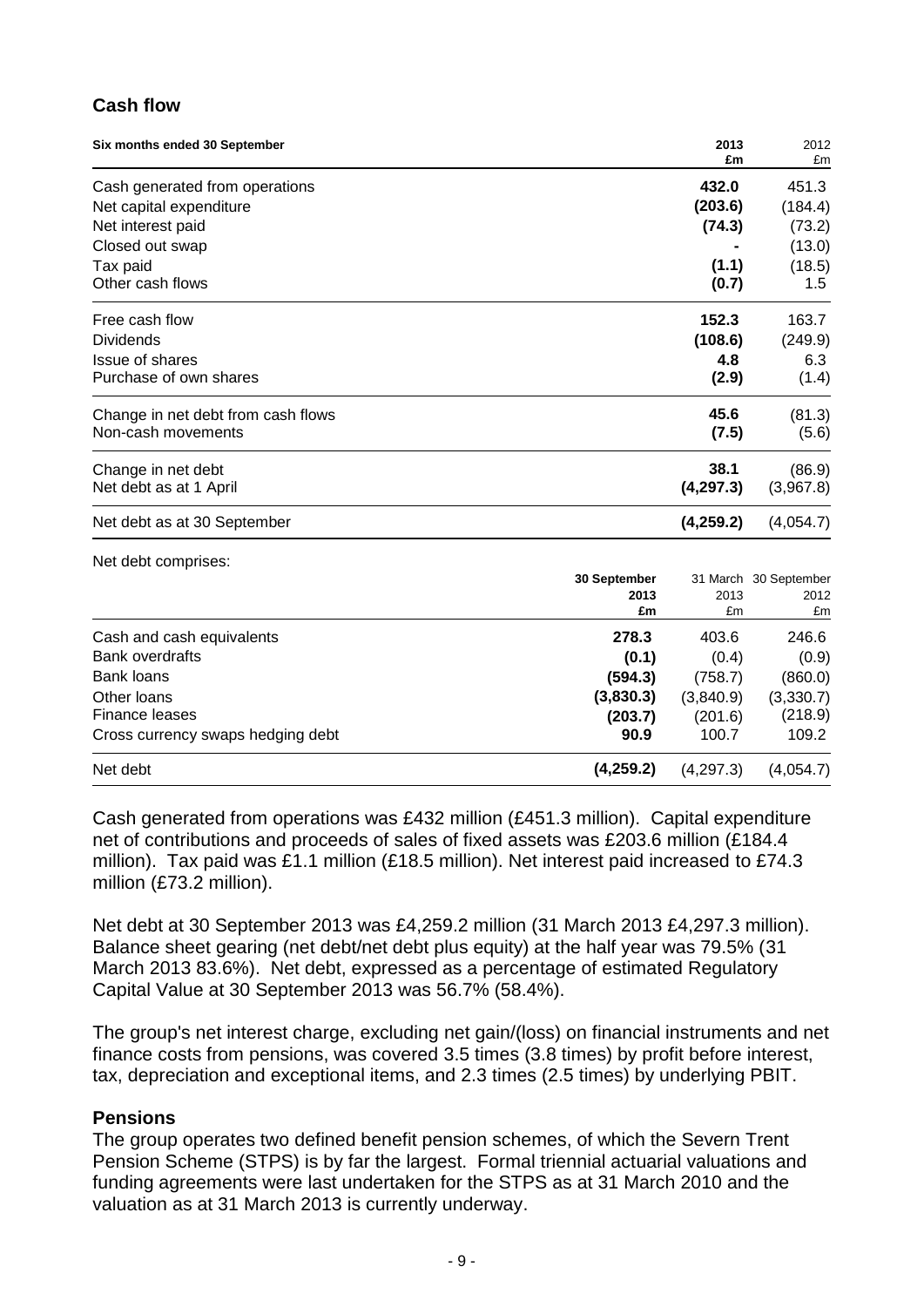## Cash flow

| Six months ended 30 September | 2013 £m | 2012 £m |
|---|---|---|
| Cash generated from operations | **432.0** | 451.3 |
| Net capital expenditure | **(203.6)** | (184.4) |
| Net interest paid | **(74.3)** | (73.2) |
| Closed out swap | **-** | (13.0) |
| Tax paid | **(1.1)** | (18.5) |
| Other cash flows | **(0.7)** | 1.5 |
| Free cash flow | **152.3** | 163.7 |
| Dividends | **(108.6)** | (249.9) |
| Issue of shares | **4.8** | 6.3 |
| Purchase of own shares | **(2.9)** | (1.4) |
| Change in net debt from cash flows | **45.6** | (81.3) |
| Non-cash movements | **(7.5)** | (5.6) |
| Change in net debt | **38.1** | (86.9) |
| Net debt as at 1 April | **(4,297.3)** | (3,967.8) |
| Net debt as at 30 September | **(4,259.2)** | (4,054.7) |

Net debt comprises:

| | 30 September 2013 £m | 31 March 2013 £m | 30 September 2012 £m |
|---|---|---|---|
| Cash and cash equivalents | **278.3** | 403.6 | 246.6 |
| Bank overdrafts | **(0.1)** | (0.4) | (0.9) |
| Bank loans | **(594.3)** | (758.7) | (860.0) |
| Other loans | **(3,830.3)** | (3,840.9) | (3,330.7) |
| Finance leases | **(203.7)** | (201.6) | (218.9) |
| Cross currency swaps hedging debt | **90.9** | 100.7 | 109.2 |
| Net debt | **(4,259.2)** | (4,297.3) | (4,054.7) |

Cash generated from operations was £432 million (£451.3 million). Capital expenditure net of contributions and proceeds of sales of fixed assets was £203.6 million (£184.4 million). Tax paid was £1.1 million (£18.5 million). Net interest paid increased to £74.3 million (£73.2 million).

Net debt at 30 September 2013 was £4,259.2 million (31 March 2013 £4,297.3 million). Balance sheet gearing (net debt/net debt plus equity) at the half year was 79.5% (31 March 2013 83.6%). Net debt, expressed as a percentage of estimated Regulatory Capital Value at 30 September 2013 was 56.7% (58.4%).

The group's net interest charge, excluding net gain/(loss) on financial instruments and net finance costs from pensions, was covered 3.5 times (3.8 times) by profit before interest, tax, depreciation and exceptional items, and 2.3 times (2.5 times) by underlying PBIT.

## Pensions

The group operates two defined benefit pension schemes, of which the Severn Trent Pension Scheme (STPS) is by far the largest. Formal triennial actuarial valuations and funding agreements were last undertaken for the STPS as at 31 March 2010 and the valuation as at 31 March 2013 is currently underway.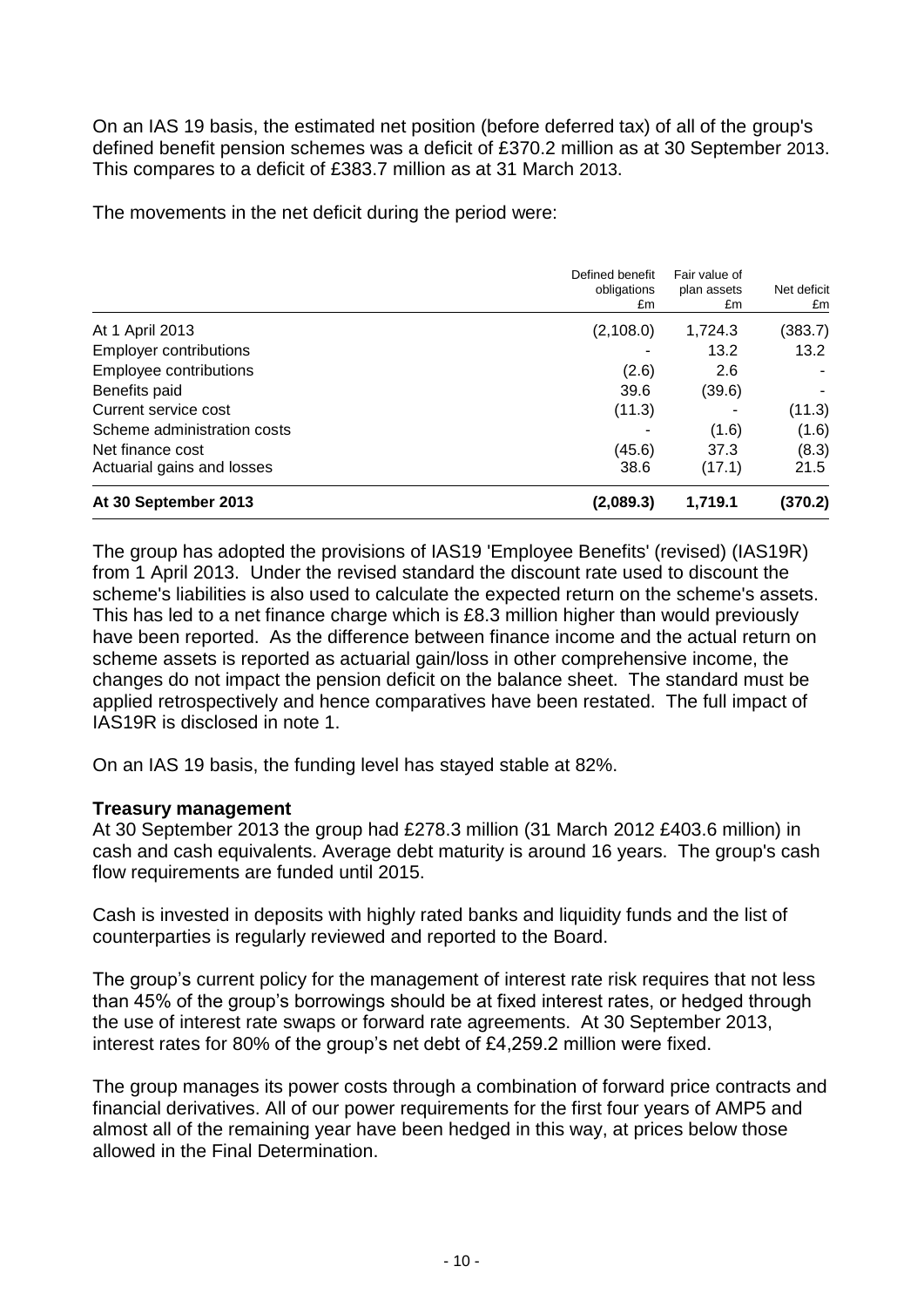On an IAS 19 basis, the estimated net position (before deferred tax) of all of the group's defined benefit pension schemes was a deficit of £370.2 million as at 30 September 2013. This compares to a deficit of £383.7 million as at 31 March 2013.

The movements in the net deficit during the period were:

| | Defined benefit obligations £m | Fair value of plan assets £m | Net deficit £m |
|---|---|---|---|
| At 1 April 2013 | (2,108.0) | 1,724.3 | (383.7) |
| Employer contributions | - | 13.2 | 13.2 |
| Employee contributions | (2.6) | 2.6 | - |
| Benefits paid | 39.6 | (39.6) | - |
| Current service cost | (11.3) | - | (11.3) |
| Scheme administration costs | - | (1.6) | (1.6) |
| Net finance cost | (45.6) | 37.3 | (8.3) |
| Actuarial gains and losses | 38.6 | (17.1) | 21.5 |
| **At 30 September 2013** | **(2,089.3)** | **1,719.1** | **(370.2)** |

The group has adopted the provisions of IAS19 'Employee Benefits' (revised) (IAS19R) from 1 April 2013. Under the revised standard the discount rate used to discount the scheme's liabilities is also used to calculate the expected return on the scheme's assets. This has led to a net finance charge which is £8.3 million higher than would previously have been reported. As the difference between finance income and the actual return on scheme assets is reported as actuarial gain/loss in other comprehensive income, the changes do not impact the pension deficit on the balance sheet. The standard must be applied retrospectively and hence comparatives have been restated. The full impact of IAS19R is disclosed in note 1.

On an IAS 19 basis, the funding level has stayed stable at 82%.

**Treasury management**

At 30 September 2013 the group had £278.3 million (31 March 2012 £403.6 million) in cash and cash equivalents. Average debt maturity is around 16 years. The group's cash flow requirements are funded until 2015.

Cash is invested in deposits with highly rated banks and liquidity funds and the list of counterparties is regularly reviewed and reported to the Board.

The group's current policy for the management of interest rate risk requires that not less than 45% of the group's borrowings should be at fixed interest rates, or hedged through the use of interest rate swaps or forward rate agreements. At 30 September 2013, interest rates for 80% of the group's net debt of £4,259.2 million were fixed.

The group manages its power costs through a combination of forward price contracts and financial derivatives. All of our power requirements for the first four years of AMP5 and almost all of the remaining year have been hedged in this way, at prices below those allowed in the Final Determination.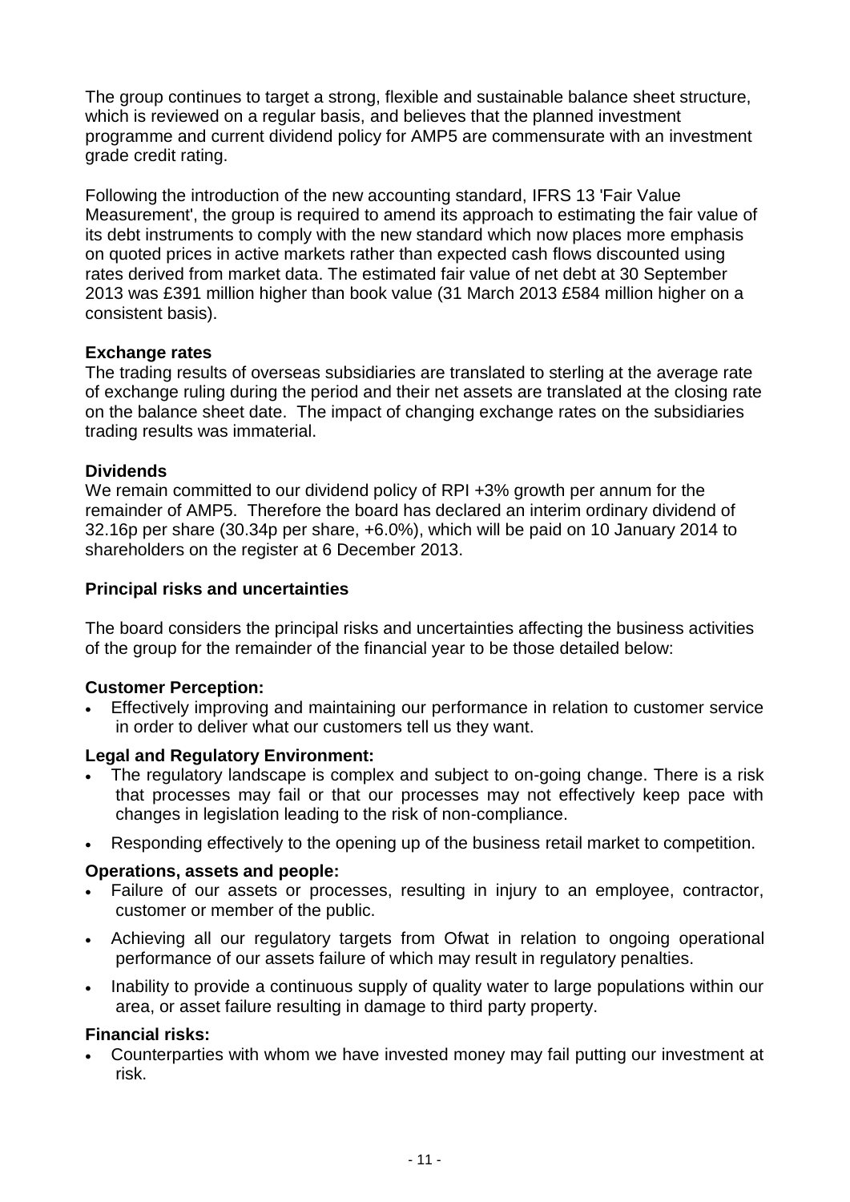The group continues to target a strong, flexible and sustainable balance sheet structure, which is reviewed on a regular basis, and believes that the planned investment programme and current dividend policy for AMP5 are commensurate with an investment grade credit rating.

Following the introduction of the new accounting standard, IFRS 13 'Fair Value Measurement', the group is required to amend its approach to estimating the fair value of its debt instruments to comply with the new standard which now places more emphasis on quoted prices in active markets rather than expected cash flows discounted using rates derived from market data. The estimated fair value of net debt at 30 September 2013 was £391 million higher than book value (31 March 2013 £584 million higher on a consistent basis).

**Exchange rates**

The trading results of overseas subsidiaries are translated to sterling at the average rate of exchange ruling during the period and their net assets are translated at the closing rate on the balance sheet date. The impact of changing exchange rates on the subsidiaries trading results was immaterial.

**Dividends**

We remain committed to our dividend policy of RPI +3% growth per annum for the remainder of AMP5. Therefore the board has declared an interim ordinary dividend of 32.16p per share (30.34p per share, +6.0%), which will be paid on 10 January 2014 to shareholders on the register at 6 December 2013.

**Principal risks and uncertainties**

The board considers the principal risks and uncertainties affecting the business activities of the group for the remainder of the financial year to be those detailed below:

**Customer Perception:**

- Effectively improving and maintaining our performance in relation to customer service in order to deliver what our customers tell us they want.

**Legal and Regulatory Environment:**

- The regulatory landscape is complex and subject to on-going change. There is a risk that processes may fail or that our processes may not effectively keep pace with changes in legislation leading to the risk of non-compliance.
- Responding effectively to the opening up of the business retail market to competition.

**Operations, assets and people:**

- Failure of our assets or processes, resulting in injury to an employee, contractor, customer or member of the public.
- Achieving all our regulatory targets from Ofwat in relation to ongoing operational performance of our assets failure of which may result in regulatory penalties.
- Inability to provide a continuous supply of quality water to large populations within our area, or asset failure resulting in damage to third party property.

**Financial risks:**

- Counterparties with whom we have invested money may fail putting our investment at risk.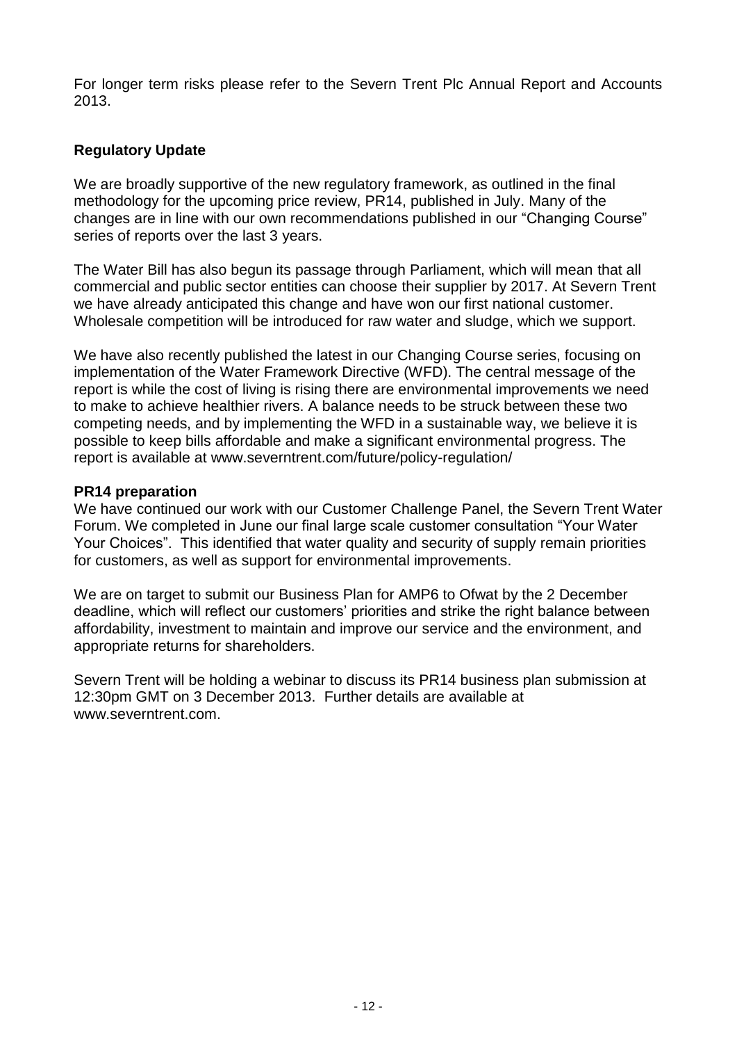For longer term risks please refer to the Severn Trent Plc Annual Report and Accounts 2013.

## Regulatory Update

We are broadly supportive of the new regulatory framework, as outlined in the final methodology for the upcoming price review, PR14, published in July. Many of the changes are in line with our own recommendations published in our "Changing Course" series of reports over the last 3 years.

The Water Bill has also begun its passage through Parliament, which will mean that all commercial and public sector entities can choose their supplier by 2017. At Severn Trent we have already anticipated this change and have won our first national customer. Wholesale competition will be introduced for raw water and sludge, which we support.

We have also recently published the latest in our Changing Course series, focusing on implementation of the Water Framework Directive (WFD). The central message of the report is while the cost of living is rising there are environmental improvements we need to make to achieve healthier rivers. A balance needs to be struck between these two competing needs, and by implementing the WFD in a sustainable way, we believe it is possible to keep bills affordable and make a significant environmental progress. The report is available at www.severntrent.com/future/policy-regulation/

### PR14 preparation

We have continued our work with our Customer Challenge Panel, the Severn Trent Water Forum. We completed in June our final large scale customer consultation "Your Water Your Choices". This identified that water quality and security of supply remain priorities for customers, as well as support for environmental improvements.

We are on target to submit our Business Plan for AMP6 to Ofwat by the 2 December deadline, which will reflect our customers' priorities and strike the right balance between affordability, investment to maintain and improve our service and the environment, and appropriate returns for shareholders.

Severn Trent will be holding a webinar to discuss its PR14 business plan submission at 12:30pm GMT on 3 December 2013. Further details are available at www.severntrent.com.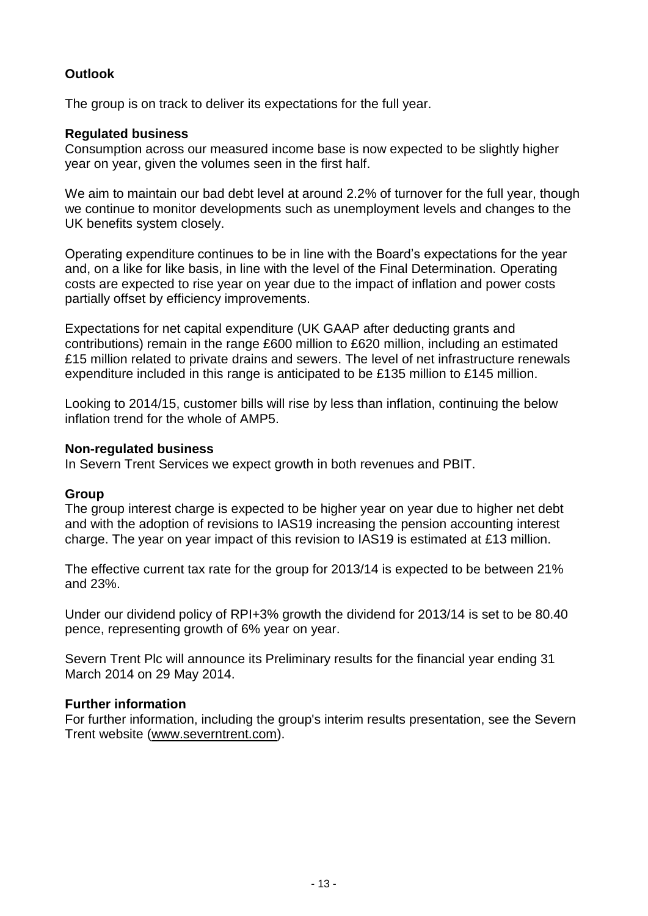## Outlook

The group is on track to deliver its expectations for the full year.

### Regulated business

Consumption across our measured income base is now expected to be slightly higher year on year, given the volumes seen in the first half.

We aim to maintain our bad debt level at around 2.2% of turnover for the full year, though we continue to monitor developments such as unemployment levels and changes to the UK benefits system closely.

Operating expenditure continues to be in line with the Board's expectations for the year and, on a like for like basis, in line with the level of the Final Determination. Operating costs are expected to rise year on year due to the impact of inflation and power costs partially offset by efficiency improvements.

Expectations for net capital expenditure (UK GAAP after deducting grants and contributions) remain in the range £600 million to £620 million, including an estimated £15 million related to private drains and sewers. The level of net infrastructure renewals expenditure included in this range is anticipated to be £135 million to £145 million.

Looking to 2014/15, customer bills will rise by less than inflation, continuing the below inflation trend for the whole of AMP5.

### Non-regulated business

In Severn Trent Services we expect growth in both revenues and PBIT.

### Group

The group interest charge is expected to be higher year on year due to higher net debt and with the adoption of revisions to IAS19 increasing the pension accounting interest charge. The year on year impact of this revision to IAS19 is estimated at £13 million.

The effective current tax rate for the group for 2013/14 is expected to be between 21% and 23%.

Under our dividend policy of RPI+3% growth the dividend for 2013/14 is set to be 80.40 pence, representing growth of 6% year on year.

Severn Trent Plc will announce its Preliminary results for the financial year ending 31 March 2014 on 29 May 2014.

### Further information

For further information, including the group's interim results presentation, see the Severn Trent website (www.severntrent.com).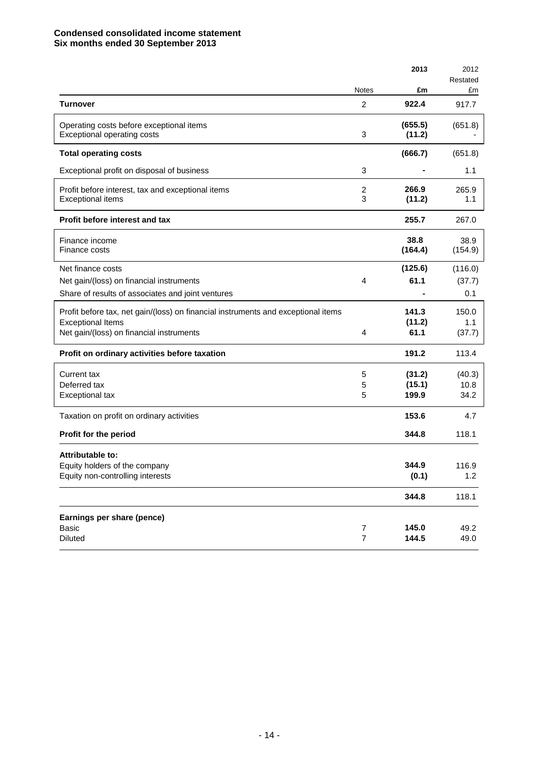**Condensed consolidated income statement**
**Six months ended 30 September 2013**

| | Notes | 2013<br>£m | 2012<br>Restated<br>£m |
|---|---|---|---|
| **Turnover** | 2 | **922.4** | 917.7 |
| Operating costs before exceptional items | | **(655.5)** | (651.8) |
| Exceptional operating costs | 3 | **(11.2)** | - |
| **Total operating costs** | | **(666.7)** | (651.8) |
| Exceptional profit on disposal of business | 3 | **-** | 1.1 |
| Profit before interest, tax and exceptional items | 2 | **266.9** | 265.9 |
| Exceptional items | 3 | **(11.2)** | 1.1 |
| **Profit before interest and tax** | | **255.7** | 267.0 |
| Finance income | | **38.8** | 38.9 |
| Finance costs | | **(164.4)** | (154.9) |
| Net finance costs | | **(125.6)** | (116.0) |
| Net gain/(loss) on financial instruments | 4 | **61.1** | (37.7) |
| Share of results of associates and joint ventures | | **-** | 0.1 |
| Profit before tax, net gain/(loss) on financial instruments and exceptional items | | **141.3** | 150.0 |
| Exceptional Items | | **(11.2)** | 1.1 |
| Net gain/(loss) on financial instruments | 4 | **61.1** | (37.7) |
| **Profit on ordinary activities before taxation** | | **191.2** | 113.4 |
| Current tax | 5 | **(31.2)** | (40.3) |
| Deferred tax | 5 | **(15.1)** | 10.8 |
| Exceptional tax | 5 | **199.9** | 34.2 |
| Taxation on profit on ordinary activities | | **153.6** | 4.7 |
| **Profit for the period** | | **344.8** | 118.1 |
| **Attributable to:** | | | |
| Equity holders of the company | | **344.9** | 116.9 |
| Equity non-controlling interests | | **(0.1)** | 1.2 |
| | | **344.8** | 118.1 |
| **Earnings per share (pence)** | | | |
| Basic | 7 | **145.0** | 49.2 |
| Diluted | 7 | **144.5** | 49.0 |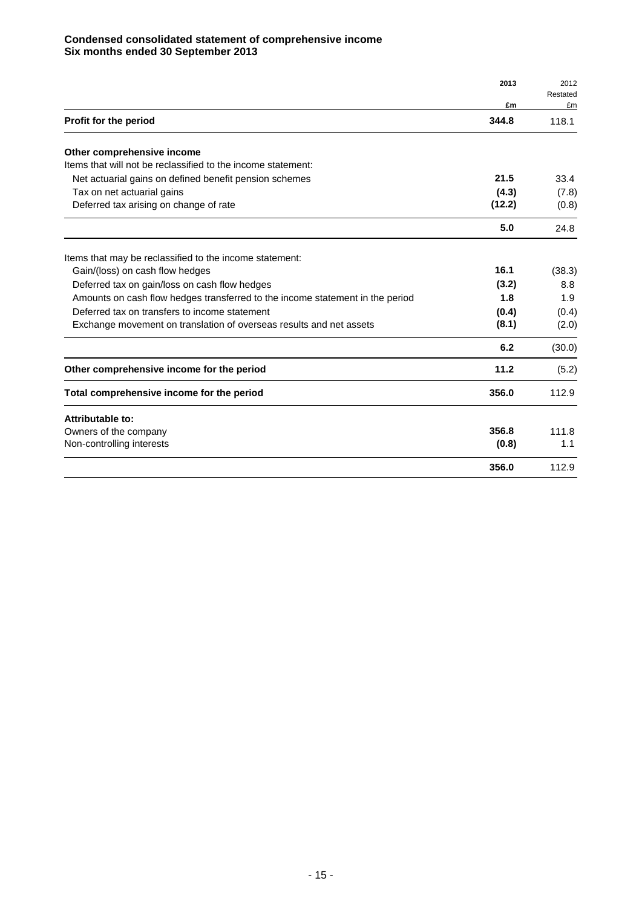**Condensed consolidated statement of comprehensive income**
**Six months ended 30 September 2013**

| | 2013 | 2012 Restated |
|---|---|---|
| | £m | £m |
| **Profit for the period** | **344.8** | 118.1 |
| | | |
| **Other comprehensive income** | | |
| Items that will not be reclassified to the income statement: | | |
| Net actuarial gains on defined benefit pension schemes | **21.5** | 33.4 |
| Tax on net actuarial gains | **(4.3)** | (7.8) |
| Deferred tax arising on change of rate | **(12.2)** | (0.8) |
| | **5.0** | 24.8 |
| | | |
| Items that may be reclassified to the income statement: | | |
| Gain/(loss) on cash flow hedges | **16.1** | (38.3) |
| Deferred tax on gain/loss on cash flow hedges | **(3.2)** | 8.8 |
| Amounts on cash flow hedges transferred to the income statement in the period | **1.8** | 1.9 |
| Deferred tax on transfers to income statement | **(0.4)** | (0.4) |
| Exchange movement on translation of overseas results and net assets | **(8.1)** | (2.0) |
| | **6.2** | (30.0) |
| **Other comprehensive income for the period** | **11.2** | (5.2) |
| **Total comprehensive income for the period** | **356.0** | 112.9 |
| | | |
| **Attributable to:** | | |
| Owners of the company | **356.8** | 111.8 |
| Non-controlling interests | **(0.8)** | 1.1 |
| | **356.0** | 112.9 |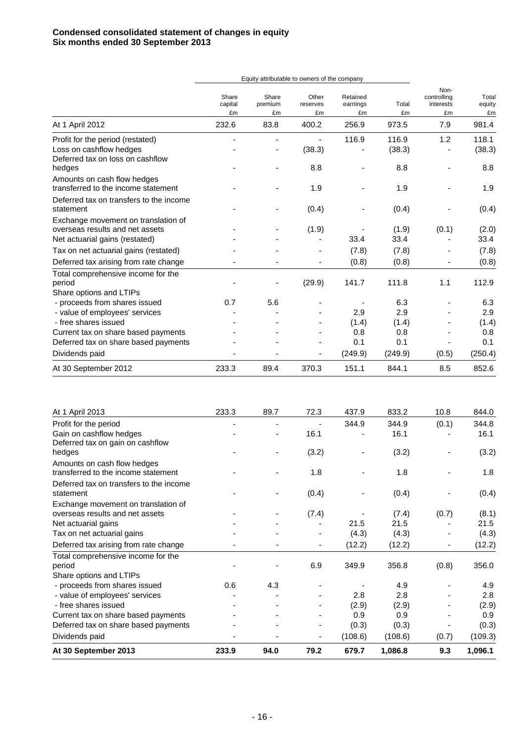**Condensed consolidated statement of changes in equity**
**Six months ended 30 September 2013**

| | Equity attributable to owners of the company | | | | | | |
|---|---|---|---|---|---|---|---|
| | Share capital £m | Share premium £m | Other reserves £m | Retained earnings £m | Total £m | Non-controlling interests £m | Total equity £m |
| At 1 April 2012 | 232.6 | 83.8 | 400.2 | 256.9 | 973.5 | 7.9 | 981.4 |
| Profit for the period (restated) | - | - | - | 116.9 | 116.9 | 1.2 | 118.1 |
| Loss on cashflow hedges | - | - | (38.3) | - | (38.3) | - | (38.3) |
| Deferred tax on loss on cashflow hedges | - | - | 8.8 | - | 8.8 | - | 8.8 |
| Amounts on cash flow hedges transferred to the income statement | - | - | 1.9 | - | 1.9 | - | 1.9 |
| Deferred tax on transfers to the income statement | - | - | (0.4) | - | (0.4) | - | (0.4) |
| Exchange movement on translation of overseas results and net assets | - | - | (1.9) | - | (1.9) | (0.1) | (2.0) |
| Net actuarial gains (restated) | - | - | - | 33.4 | 33.4 | - | 33.4 |
| Tax on net actuarial gains (restated) | - | - | - | (7.8) | (7.8) | - | (7.8) |
| Deferred tax arising from rate change | - | - | - | (0.8) | (0.8) | - | (0.8) |
| Total comprehensive income for the period | - | - | (29.9) | 141.7 | 111.8 | 1.1 | 112.9 |
| Share options and LTIPs | | | | | | | |
| - proceeds from shares issued | 0.7 | 5.6 | - | - | 6.3 | - | 6.3 |
| - value of employees' services | - | - | - | 2.9 | 2.9 | - | 2.9 |
| - free shares issued | - | - | - | (1.4) | (1.4) | - | (1.4) |
| Current tax on share based payments | - | - | - | 0.8 | 0.8 | - | 0.8 |
| Deferred tax on share based payments | - | - | - | 0.1 | 0.1 | - | 0.1 |
| Dividends paid | - | - | - | (249.9) | (249.9) | (0.5) | (250.4) |
| At 30 September 2012 | 233.3 | 89.4 | 370.3 | 151.1 | 844.1 | 8.5 | 852.6 |
| | | | | | | | |
| At 1 April 2013 | 233.3 | 89.7 | 72.3 | 437.9 | 833.2 | 10.8 | 844.0 |
| Profit for the period | - | - | - | 344.9 | 344.9 | (0.1) | 344.8 |
| Gain on cashflow hedges | - | - | 16.1 | - | 16.1 | - | 16.1 |
| Deferred tax on gain on cashflow hedges | - | - | (3.2) | - | (3.2) | - | (3.2) |
| Amounts on cash flow hedges transferred to the income statement | - | - | 1.8 | - | 1.8 | - | 1.8 |
| Deferred tax on transfers to the income statement | - | - | (0.4) | - | (0.4) | - | (0.4) |
| Exchange movement on translation of overseas results and net assets | - | - | (7.4) | - | (7.4) | (0.7) | (8.1) |
| Net actuarial gains | - | - | - | 21.5 | 21.5 | - | 21.5 |
| Tax on net actuarial gains | - | - | - | (4.3) | (4.3) | - | (4.3) |
| Deferred tax arising from rate change | - | - | - | (12.2) | (12.2) | - | (12.2) |
| Total comprehensive income for the period | - | - | 6.9 | 349.9 | 356.8 | (0.8) | 356.0 |
| Share options and LTIPs | | | | | | | |
| - proceeds from shares issued | 0.6 | 4.3 | - | - | 4.9 | - | 4.9 |
| - value of employees' services | - | - | - | 2.8 | 2.8 | - | 2.8 |
| - free shares issued | - | - | - | (2.9) | (2.9) | - | (2.9) |
| Current tax on share based payments | - | - | - | 0.9 | 0.9 | - | 0.9 |
| Deferred tax on share based payments | - | - | - | (0.3) | (0.3) | - | (0.3) |
| Dividends paid | - | - | - | (108.6) | (108.6) | (0.7) | (109.3) |
| **At 30 September 2013** | **233.9** | **94.0** | **79.2** | **679.7** | **1,086.8** | **9.3** | **1,096.1** |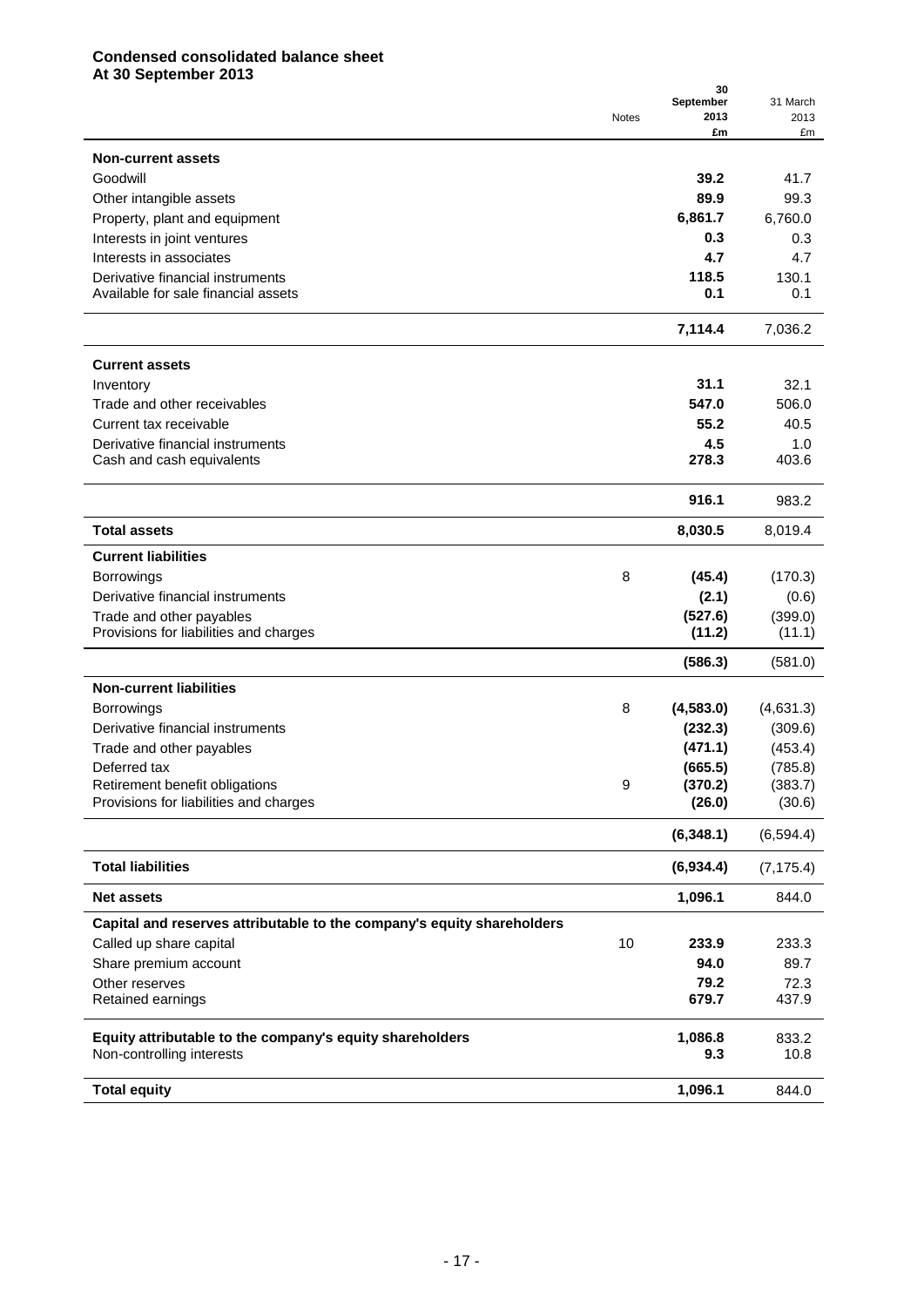**Condensed consolidated balance sheet**
**At 30 September 2013**

| | Notes | 30 September 2013 £m | 31 March 2013 £m |
|---|---|---|---|
| **Non-current assets** | | | |
| Goodwill | | **39.2** | 41.7 |
| Other intangible assets | | **89.9** | 99.3 |
| Property, plant and equipment | | **6,861.7** | 6,760.0 |
| Interests in joint ventures | | **0.3** | 0.3 |
| Interests in associates | | **4.7** | 4.7 |
| Derivative financial instruments | | **118.5** | 130.1 |
| Available for sale financial assets | | **0.1** | 0.1 |
| | | **7,114.4** | 7,036.2 |
| **Current assets** | | | |
| Inventory | | **31.1** | 32.1 |
| Trade and other receivables | | **547.0** | 506.0 |
| Current tax receivable | | **55.2** | 40.5 |
| Derivative financial instruments | | **4.5** | 1.0 |
| Cash and cash equivalents | | **278.3** | 403.6 |
| | | **916.1** | 983.2 |
| **Total assets** | | **8,030.5** | 8,019.4 |
| **Current liabilities** | | | |
| Borrowings | 8 | **(45.4)** | (170.3) |
| Derivative financial instruments | | **(2.1)** | (0.6) |
| Trade and other payables | | **(527.6)** | (399.0) |
| Provisions for liabilities and charges | | **(11.2)** | (11.1) |
| | | **(586.3)** | (581.0) |
| **Non-current liabilities** | | | |
| Borrowings | 8 | **(4,583.0)** | (4,631.3) |
| Derivative financial instruments | | **(232.3)** | (309.6) |
| Trade and other payables | | **(471.1)** | (453.4) |
| Deferred tax | | **(665.5)** | (785.8) |
| Retirement benefit obligations | 9 | **(370.2)** | (383.7) |
| Provisions for liabilities and charges | | **(26.0)** | (30.6) |
| | | **(6,348.1)** | (6,594.4) |
| **Total liabilities** | | **(6,934.4)** | (7,175.4) |
| **Net assets** | | **1,096.1** | 844.0 |
| **Capital and reserves attributable to the company's equity shareholders** | | | |
| Called up share capital | 10 | **233.9** | 233.3 |
| Share premium account | | **94.0** | 89.7 |
| Other reserves | | **79.2** | 72.3 |
| Retained earnings | | **679.7** | 437.9 |
| **Equity attributable to the company's equity shareholders** | | **1,086.8** | 833.2 |
| Non-controlling interests | | **9.3** | 10.8 |
| **Total equity** | | **1,096.1** | 844.0 |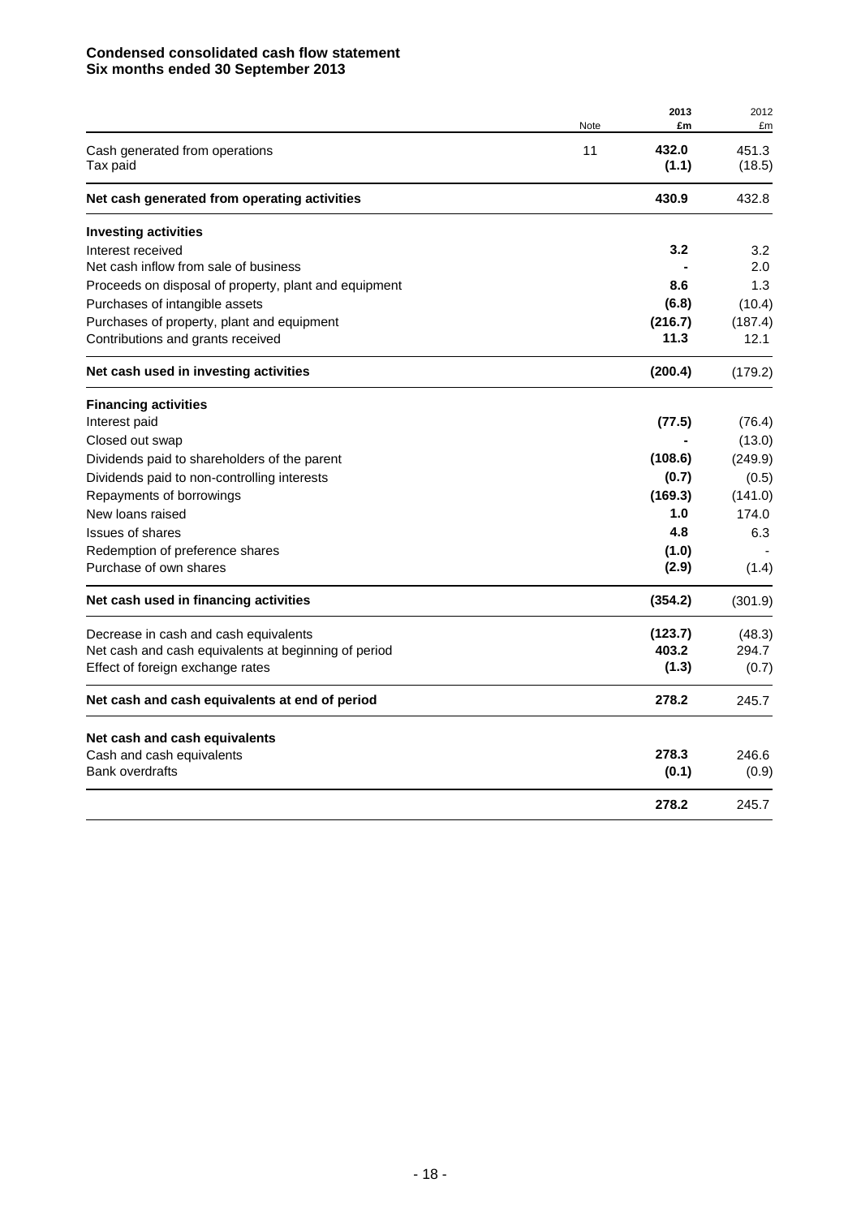**Condensed consolidated cash flow statement**
**Six months ended 30 September 2013**

| | Note | 2013 £m | 2012 £m |
|---|---|---|---|
| Cash generated from operations | 11 | **432.0** | 451.3 |
| Tax paid | | **(1.1)** | (18.5) |
| **Net cash generated from operating activities** | | **430.9** | 432.8 |
| **Investing activities** | | | |
| Interest received | | **3.2** | 3.2 |
| Net cash inflow from sale of business | | **-** | 2.0 |
| Proceeds on disposal of property, plant and equipment | | **8.6** | 1.3 |
| Purchases of intangible assets | | **(6.8)** | (10.4) |
| Purchases of property, plant and equipment | | **(216.7)** | (187.4) |
| Contributions and grants received | | **11.3** | 12.1 |
| **Net cash used in investing activities** | | **(200.4)** | (179.2) |
| **Financing activities** | | | |
| Interest paid | | **(77.5)** | (76.4) |
| Closed out swap | | **-** | (13.0) |
| Dividends paid to shareholders of the parent | | **(108.6)** | (249.9) |
| Dividends paid to non-controlling interests | | **(0.7)** | (0.5) |
| Repayments of borrowings | | **(169.3)** | (141.0) |
| New loans raised | | **1.0** | 174.0 |
| Issues of shares | | **4.8** | 6.3 |
| Redemption of preference shares | | **(1.0)** | - |
| Purchase of own shares | | **(2.9)** | (1.4) |
| **Net cash used in financing activities** | | **(354.2)** | (301.9) |
| Decrease in cash and cash equivalents | | **(123.7)** | (48.3) |
| Net cash and cash equivalents at beginning of period | | **403.2** | 294.7 |
| Effect of foreign exchange rates | | **(1.3)** | (0.7) |
| **Net cash and cash equivalents at end of period** | | **278.2** | 245.7 |
| **Net cash and cash equivalents** | | | |
| Cash and cash equivalents | | **278.3** | 246.6 |
| Bank overdrafts | | **(0.1)** | (0.9) |
| | | **278.2** | 245.7 |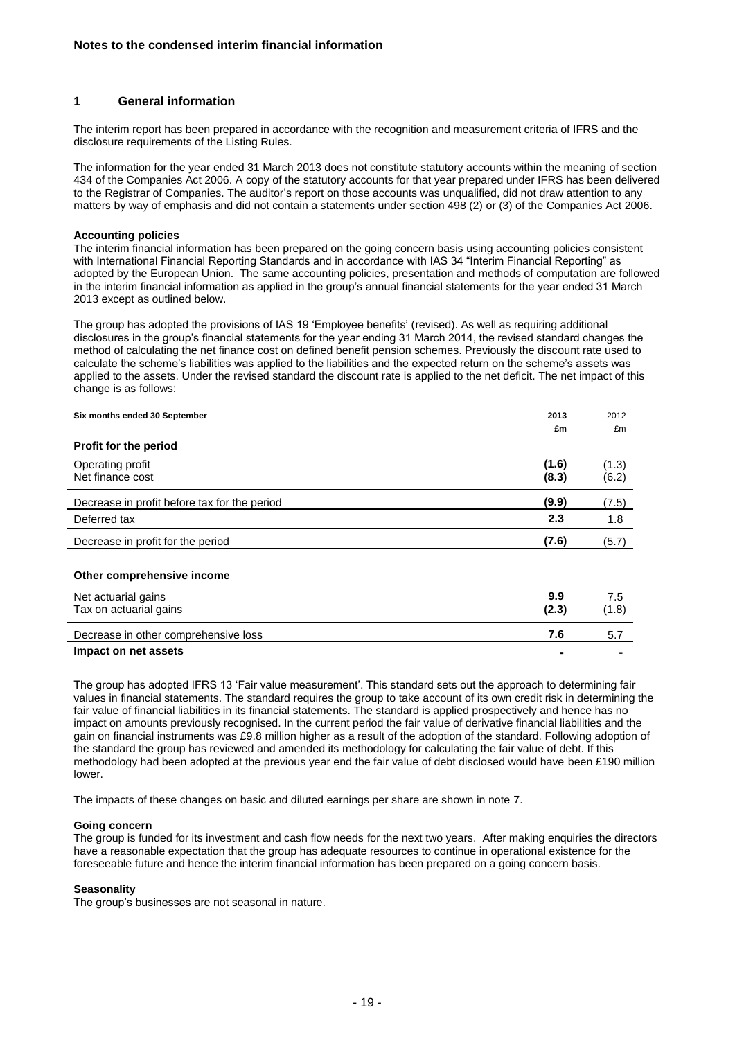**Notes to the condensed interim financial information**

## 1 General information

The interim report has been prepared in accordance with the recognition and measurement criteria of IFRS and the disclosure requirements of the Listing Rules.

The information for the year ended 31 March 2013 does not constitute statutory accounts within the meaning of section 434 of the Companies Act 2006. A copy of the statutory accounts for that year prepared under IFRS has been delivered to the Registrar of Companies. The auditor's report on those accounts was unqualified, did not draw attention to any matters by way of emphasis and did not contain a statements under section 498 (2) or (3) of the Companies Act 2006.

**Accounting policies**

The interim financial information has been prepared on the going concern basis using accounting policies consistent with International Financial Reporting Standards and in accordance with IAS 34 "Interim Financial Reporting" as adopted by the European Union. The same accounting policies, presentation and methods of computation are followed in the interim financial information as applied in the group's annual financial statements for the year ended 31 March 2013 except as outlined below.

The group has adopted the provisions of IAS 19 'Employee benefits' (revised). As well as requiring additional disclosures in the group's financial statements for the year ending 31 March 2014, the revised standard changes the method of calculating the net finance cost on defined benefit pension schemes. Previously the discount rate used to calculate the scheme's liabilities was applied to the liabilities and the expected return on the scheme's assets was applied to the assets. Under the revised standard the discount rate is applied to the net deficit. The net impact of this change is as follows:

| Six months ended 30 September | 2013 £m | 2012 £m |
|---|---|---|
| **Profit for the period** | | |
| Operating profit | **(1.6)** | (1.3) |
| Net finance cost | **(8.3)** | (6.2) |
| Decrease in profit before tax for the period | **(9.9)** | (7.5) |
| Deferred tax | **2.3** | 1.8 |
| Decrease in profit for the period | **(7.6)** | (5.7) |
| **Other comprehensive income** | | |
| Net actuarial gains | **9.9** | 7.5 |
| Tax on actuarial gains | **(2.3)** | (1.8) |
| Decrease in other comprehensive loss | **7.6** | 5.7 |
| **Impact on net assets** | **-** | - |

The group has adopted IFRS 13 'Fair value measurement'. This standard sets out the approach to determining fair values in financial statements. The standard requires the group to take account of its own credit risk in determining the fair value of financial liabilities in its financial statements. The standard is applied prospectively and hence has no impact on amounts previously recognised. In the current period the fair value of derivative financial liabilities and the gain on financial instruments was £9.8 million higher as a result of the adoption of the standard. Following adoption of the standard the group has reviewed and amended its methodology for calculating the fair value of debt. If this methodology had been adopted at the previous year end the fair value of debt disclosed would have been £190 million lower.

The impacts of these changes on basic and diluted earnings per share are shown in note 7.

**Going concern**

The group is funded for its investment and cash flow needs for the next two years. After making enquiries the directors have a reasonable expectation that the group has adequate resources to continue in operational existence for the foreseeable future and hence the interim financial information has been prepared on a going concern basis.

**Seasonality**

The group's businesses are not seasonal in nature.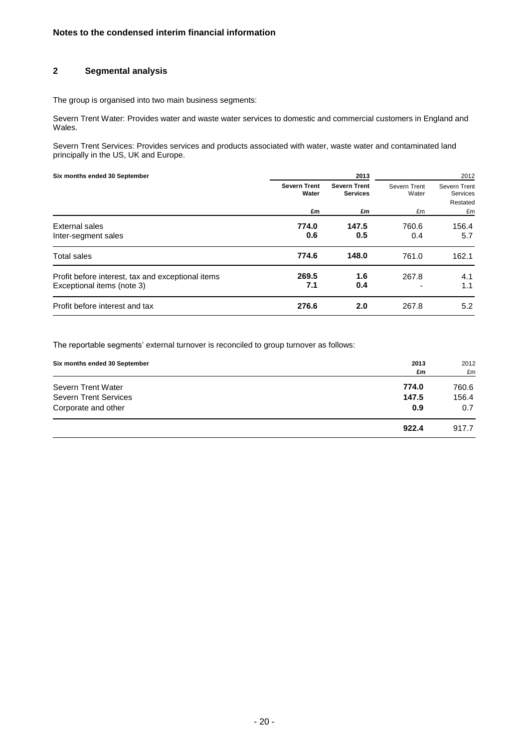**Notes to the condensed interim financial information**

## 2 Segmental analysis

The group is organised into two main business segments:

Severn Trent Water: Provides water and waste water services to domestic and commercial customers in England and Wales.

Severn Trent Services: Provides services and products associated with water, waste water and contaminated land principally in the US, UK and Europe.

| Six months ended 30 September | 2013 | | 2012 | |
|---|---|---|---|---|
| | **Severn Trent Water** | **Severn Trent Services** | Severn Trent Water | Severn Trent Services Restated |
| | **£m** | **£m** | £m | £m |
| External sales | **774.0** | **147.5** | 760.6 | 156.4 |
| Inter-segment sales | **0.6** | **0.5** | 0.4 | 5.7 |
| Total sales | **774.6** | **148.0** | 761.0 | 162.1 |
| Profit before interest, tax and exceptional items | **269.5** | **1.6** | 267.8 | 4.1 |
| Exceptional items (note 3) | **7.1** | **0.4** | - | 1.1 |
| Profit before interest and tax | **276.6** | **2.0** | 267.8 | 5.2 |

The reportable segments' external turnover is reconciled to group turnover as follows:

| Six months ended 30 September | 2013 | 2012 |
|---|---|---|
| | **£m** | £m |
| Severn Trent Water | **774.0** | 760.6 |
| Severn Trent Services | **147.5** | 156.4 |
| Corporate and other | **0.9** | 0.7 |
| | **922.4** | 917.7 |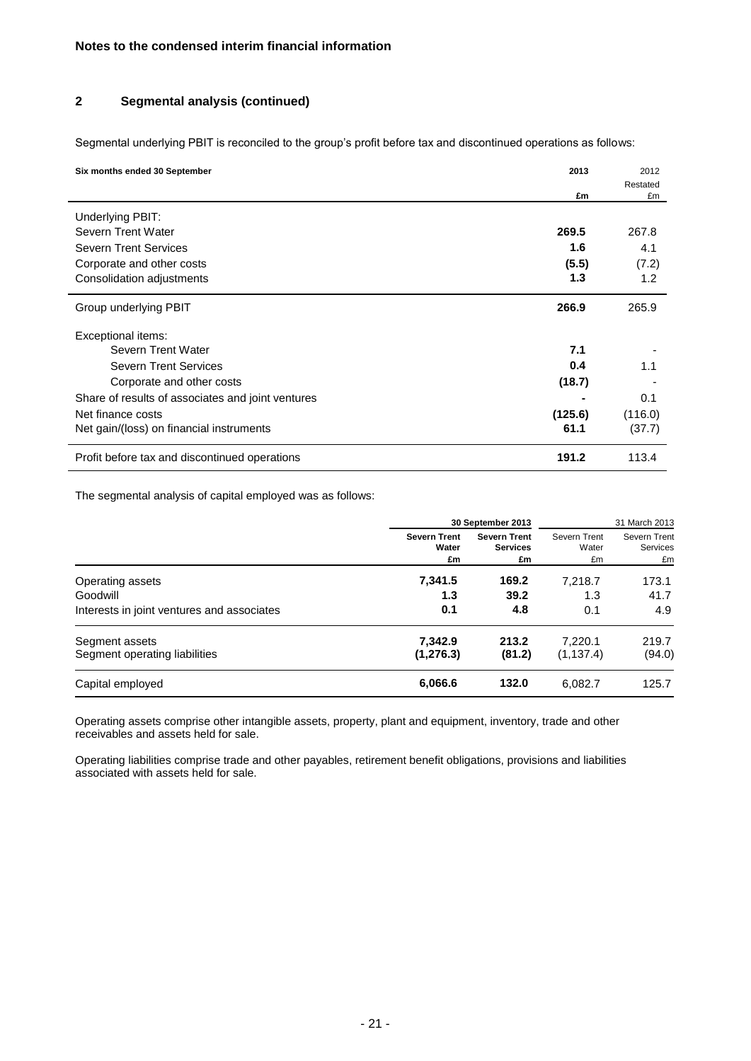## Notes to the condensed interim financial information

### 2 Segmental analysis (continued)

Segmental underlying PBIT is reconciled to the group's profit before tax and discontinued operations as follows:

| Six months ended 30 September | 2013 | 2012 Restated |
|---|---|---|
| | £m | £m |
| Underlying PBIT: | | |
| Severn Trent Water | **269.5** | 267.8 |
| Severn Trent Services | **1.6** | 4.1 |
| Corporate and other costs | **(5.5)** | (7.2) |
| Consolidation adjustments | **1.3** | 1.2 |
| Group underlying PBIT | **266.9** | 265.9 |
| Exceptional items: | | |
| Severn Trent Water | **7.1** | - |
| Severn Trent Services | **0.4** | 1.1 |
| Corporate and other costs | **(18.7)** | - |
| Share of results of associates and joint ventures | **-** | 0.1 |
| Net finance costs | **(125.6)** | (116.0) |
| Net gain/(loss) on financial instruments | **61.1** | (37.7) |
| Profit before tax and discontinued operations | **191.2** | 113.4 |

The segmental analysis of capital employed was as follows:

| | 30 September 2013 | | 31 March 2013 | |
|---|---|---|---|---|
| | Severn Trent Water | Severn Trent Services | Severn Trent Water | Severn Trent Services |
| | £m | £m | £m | £m |
| Operating assets | **7,341.5** | **169.2** | 7,218.7 | 173.1 |
| Goodwill | **1.3** | **39.2** | 1.3 | 41.7 |
| Interests in joint ventures and associates | **0.1** | **4.8** | 0.1 | 4.9 |
| Segment assets | **7,342.9** | **213.2** | 7,220.1 | 219.7 |
| Segment operating liabilities | **(1,276.3)** | **(81.2)** | (1,137.4) | (94.0) |
| Capital employed | **6,066.6** | **132.0** | 6,082.7 | 125.7 |

Operating assets comprise other intangible assets, property, plant and equipment, inventory, trade and other receivables and assets held for sale.

Operating liabilities comprise trade and other payables, retirement benefit obligations, provisions and liabilities associated with assets held for sale.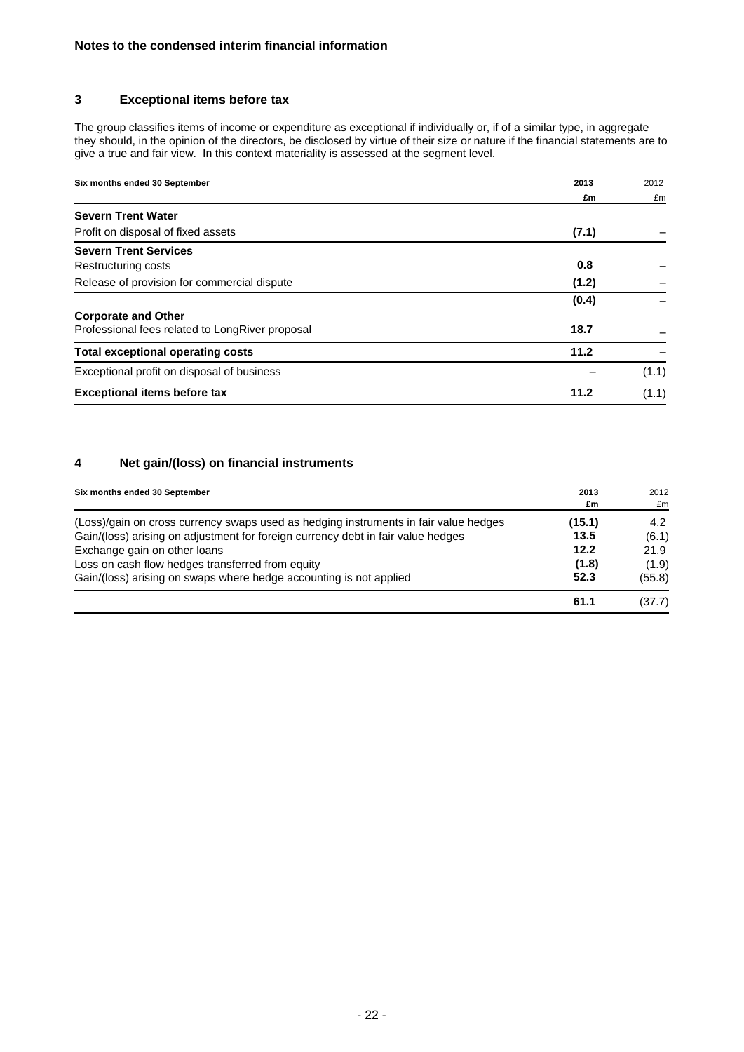**Notes to the condensed interim financial information**

## 3 Exceptional items before tax

The group classifies items of income or expenditure as exceptional if individually or, if of a similar type, in aggregate they should, in the opinion of the directors, be disclosed by virtue of their size or nature if the financial statements are to give a true and fair view. In this context materiality is assessed at the segment level.

| Six months ended 30 September | 2013 £m | 2012 £m |
|---|---|---|
| **Severn Trent Water** | | |
| Profit on disposal of fixed assets | **(7.1)** | – |
| **Severn Trent Services** | | |
| Restructuring costs | **0.8** | – |
| Release of provision for commercial dispute | **(1.2)** | – |
| | **(0.4)** | – |
| **Corporate and Other** | | |
| Professional fees related to LongRiver proposal | **18.7** | – |
| **Total exceptional operating costs** | **11.2** | – |
| Exceptional profit on disposal of business | – | (1.1) |
| **Exceptional items before tax** | **11.2** | (1.1) |

## 4 Net gain/(loss) on financial instruments

| Six months ended 30 September | 2013 £m | 2012 £m |
|---|---|---|
| (Loss)/gain on cross currency swaps used as hedging instruments in fair value hedges | **(15.1)** | 4.2 |
| Gain/(loss) arising on adjustment for foreign currency debt in fair value hedges | **13.5** | (6.1) |
| Exchange gain on other loans | **12.2** | 21.9 |
| Loss on cash flow hedges transferred from equity | **(1.8)** | (1.9) |
| Gain/(loss) arising on swaps where hedge accounting is not applied | **52.3** | (55.8) |
| | **61.1** | (37.7) |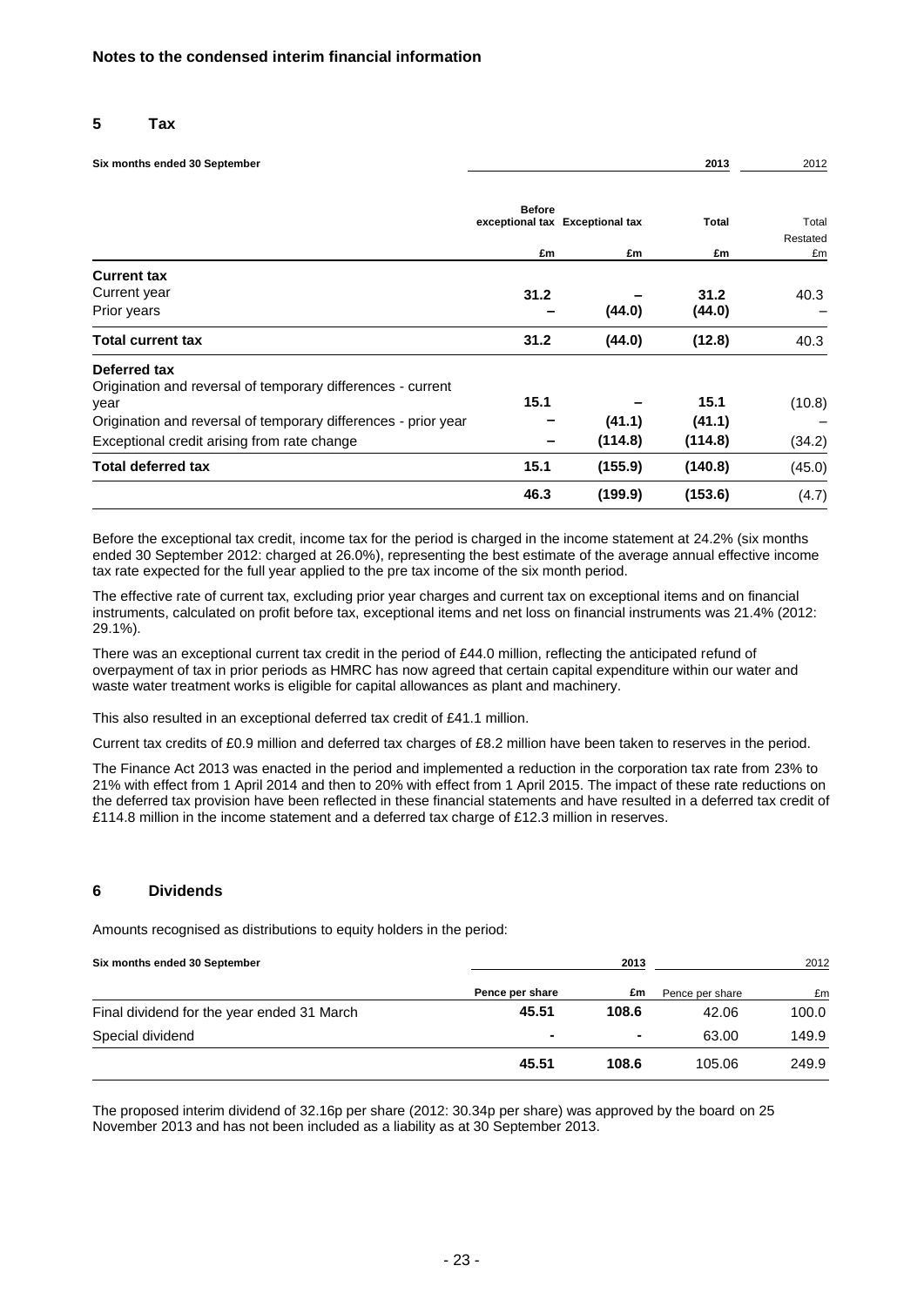## Notes to the condensed interim financial information

### 5 Tax

| Six months ended 30 September | | | 2013 | 2012 |
|---|---|---|---|---|
| | Before exceptional tax | Exceptional tax | Total | Total Restated |
| | £m | £m | £m | £m |
| **Current tax** | | | | |
| Current year | 31.2 | – | 31.2 | 40.3 |
| Prior years | – | (44.0) | (44.0) | – |
| **Total current tax** | 31.2 | (44.0) | (12.8) | 40.3 |
| **Deferred tax** | | | | |
| Origination and reversal of temporary differences - current year | 15.1 | – | 15.1 | (10.8) |
| Origination and reversal of temporary differences - prior year | – | (41.1) | (41.1) | – |
| Exceptional credit arising from rate change | – | (114.8) | (114.8) | (34.2) |
| **Total deferred tax** | 15.1 | (155.9) | (140.8) | (45.0) |
| | 46.3 | (199.9) | (153.6) | (4.7) |

Before the exceptional tax credit, income tax for the period is charged in the income statement at 24.2% (six months ended 30 September 2012: charged at 26.0%), representing the best estimate of the average annual effective income tax rate expected for the full year applied to the pre tax income of the six month period.

The effective rate of current tax, excluding prior year charges and current tax on exceptional items and on financial instruments, calculated on profit before tax, exceptional items and net loss on financial instruments was 21.4% (2012: 29.1%).

There was an exceptional current tax credit in the period of £44.0 million, reflecting the anticipated refund of overpayment of tax in prior periods as HMRC has now agreed that certain capital expenditure within our water and waste water treatment works is eligible for capital allowances as plant and machinery.

This also resulted in an exceptional deferred tax credit of £41.1 million.

Current tax credits of £0.9 million and deferred tax charges of £8.2 million have been taken to reserves in the period.

The Finance Act 2013 was enacted in the period and implemented a reduction in the corporation tax rate from 23% to 21% with effect from 1 April 2014 and then to 20% with effect from 1 April 2015. The impact of these rate reductions on the deferred tax provision have been reflected in these financial statements and have resulted in a deferred tax credit of £114.8 million in the income statement and a deferred tax charge of £12.3 million in reserves.

### 6 Dividends

Amounts recognised as distributions to equity holders in the period:

| Six months ended 30 September | 2013 | | 2012 | |
|---|---|---|---|---|
| | Pence per share | £m | Pence per share | £m |
| Final dividend for the year ended 31 March | 45.51 | 108.6 | 42.06 | 100.0 |
| Special dividend | - | - | 63.00 | 149.9 |
| | 45.51 | 108.6 | 105.06 | 249.9 |

The proposed interim dividend of 32.16p per share (2012: 30.34p per share) was approved by the board on 25 November 2013 and has not been included as a liability as at 30 September 2013.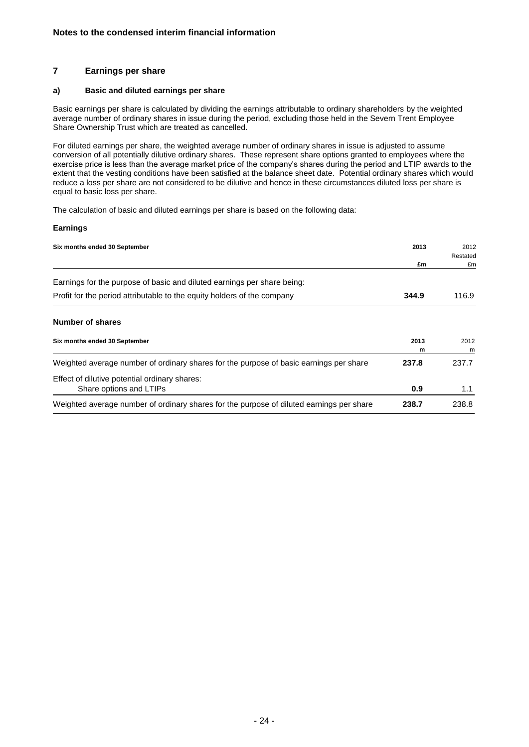## Notes to the condensed interim financial information

### 7 Earnings per share

#### a) Basic and diluted earnings per share

Basic earnings per share is calculated by dividing the earnings attributable to ordinary shareholders by the weighted average number of ordinary shares in issue during the period, excluding those held in the Severn Trent Employee Share Ownership Trust which are treated as cancelled.

For diluted earnings per share, the weighted average number of ordinary shares in issue is adjusted to assume conversion of all potentially dilutive ordinary shares. These represent share options granted to employees where the exercise price is less than the average market price of the company's shares during the period and LTIP awards to the extent that the vesting conditions have been satisfied at the balance sheet date. Potential ordinary shares which would reduce a loss per share are not considered to be dilutive and hence in these circumstances diluted loss per share is equal to basic loss per share.

The calculation of basic and diluted earnings per share is based on the following data:

**Earnings**

| Six months ended 30 September | 2013<br>£m | 2012<br>Restated<br>£m |
|---|---|---|
| Earnings for the purpose of basic and diluted earnings per share being: | | |
| Profit for the period attributable to the equity holders of the company | **344.9** | 116.9 |

**Number of shares**

| Six months ended 30 September | 2013<br>m | 2012<br>m |
|---|---|---|
| Weighted average number of ordinary shares for the purpose of basic earnings per share | **237.8** | 237.7 |
| Effect of dilutive potential ordinary shares:<br>Share options and LTIPs | **0.9** | 1.1 |
| Weighted average number of ordinary shares for the purpose of diluted earnings per share | **238.7** | 238.8 |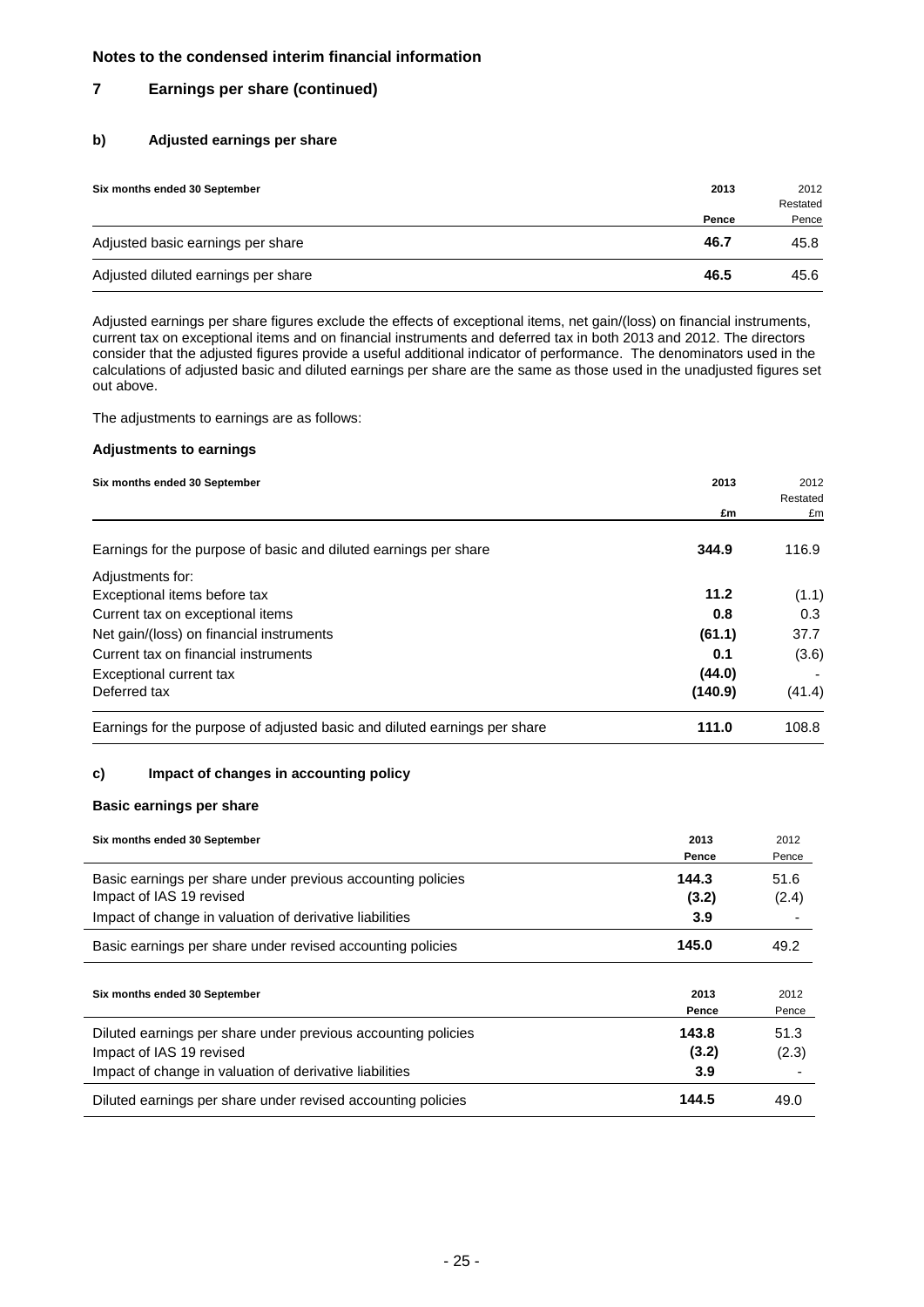**Notes to the condensed interim financial information**

## 7 Earnings per share (continued)

### b) Adjusted earnings per share

| Six months ended 30 September | 2013 | 2012 Restated |
|---|---|---|
| | **Pence** | Pence |
| Adjusted basic earnings per share | **46.7** | 45.8 |
| Adjusted diluted earnings per share | **46.5** | 45.6 |

Adjusted earnings per share figures exclude the effects of exceptional items, net gain/(loss) on financial instruments, current tax on exceptional items and on financial instruments and deferred tax in both 2013 and 2012. The directors consider that the adjusted figures provide a useful additional indicator of performance. The denominators used in the calculations of adjusted basic and diluted earnings per share are the same as those used in the unadjusted figures set out above.

The adjustments to earnings are as follows:

**Adjustments to earnings**

| Six months ended 30 September | 2013 | 2012 Restated |
|---|---|---|
| | **£m** | £m |
| Earnings for the purpose of basic and diluted earnings per share | **344.9** | 116.9 |
| Adjustments for: | | |
| Exceptional items before tax | **11.2** | (1.1) |
| Current tax on exceptional items | **0.8** | 0.3 |
| Net gain/(loss) on financial instruments | **(61.1)** | 37.7 |
| Current tax on financial instruments | **0.1** | (3.6) |
| Exceptional current tax | **(44.0)** | - |
| Deferred tax | **(140.9)** | (41.4) |
| Earnings for the purpose of adjusted basic and diluted earnings per share | **111.0** | 108.8 |

### c) Impact of changes in accounting policy

**Basic earnings per share**

| Six months ended 30 September | 2013 | 2012 |
|---|---|---|
| | **Pence** | Pence |
| Basic earnings per share under previous accounting policies | **144.3** | 51.6 |
| Impact of IAS 19 revised | **(3.2)** | (2.4) |
| Impact of change in valuation of derivative liabilities | **3.9** | - |
| Basic earnings per share under revised accounting policies | **145.0** | 49.2 |

| Six months ended 30 September | 2013 | 2012 |
|---|---|---|
| | **Pence** | Pence |
| Diluted earnings per share under previous accounting policies | **143.8** | 51.3 |
| Impact of IAS 19 revised | **(3.2)** | (2.3) |
| Impact of change in valuation of derivative liabilities | **3.9** | - |
| Diluted earnings per share under revised accounting policies | **144.5** | 49.0 |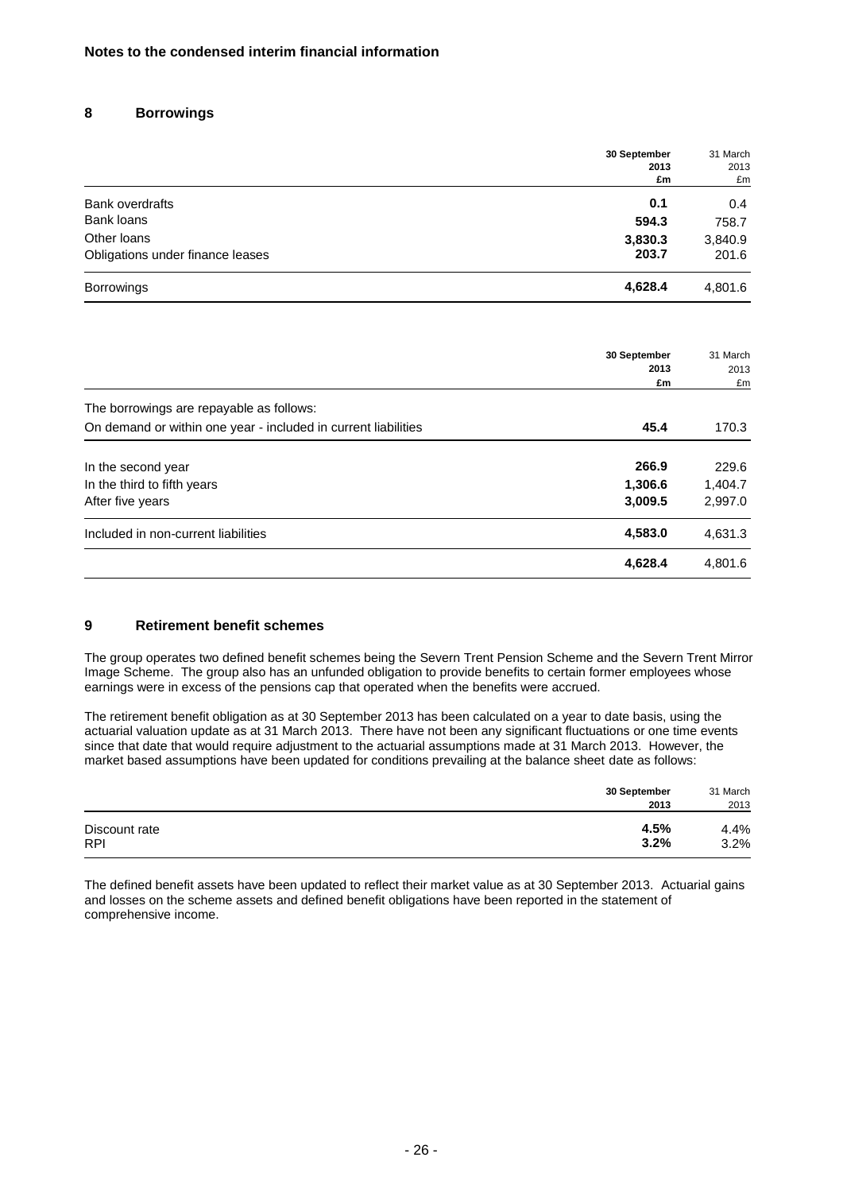## Notes to the condensed interim financial information

### 8 Borrowings

| | 30 September 2013 £m | 31 March 2013 £m |
|---|---|---|
| Bank overdrafts | **0.1** | 0.4 |
| Bank loans | **594.3** | 758.7 |
| Other loans | **3,830.3** | 3,840.9 |
| Obligations under finance leases | **203.7** | 201.6 |
| Borrowings | **4,628.4** | 4,801.6 |

| | 30 September 2013 £m | 31 March 2013 £m |
|---|---|---|
| The borrowings are repayable as follows: | | |
| On demand or within one year - included in current liabilities | **45.4** | 170.3 |
| In the second year | **266.9** | 229.6 |
| In the third to fifth years | **1,306.6** | 1,404.7 |
| After five years | **3,009.5** | 2,997.0 |
| Included in non-current liabilities | **4,583.0** | 4,631.3 |
| | **4,628.4** | 4,801.6 |

### 9 Retirement benefit schemes

The group operates two defined benefit schemes being the Severn Trent Pension Scheme and the Severn Trent Mirror Image Scheme. The group also has an unfunded obligation to provide benefits to certain former employees whose earnings were in excess of the pensions cap that operated when the benefits were accrued.

The retirement benefit obligation as at 30 September 2013 has been calculated on a year to date basis, using the actuarial valuation update as at 31 March 2013. There have not been any significant fluctuations or one time events since that date that would require adjustment to the actuarial assumptions made at 31 March 2013. However, the market based assumptions have been updated for conditions prevailing at the balance sheet date as follows:

| | 30 September 2013 | 31 March 2013 |
|---|---|---|
| Discount rate | **4.5%** | 4.4% |
| RPI | **3.2%** | 3.2% |

The defined benefit assets have been updated to reflect their market value as at 30 September 2013. Actuarial gains and losses on the scheme assets and defined benefit obligations have been reported in the statement of comprehensive income.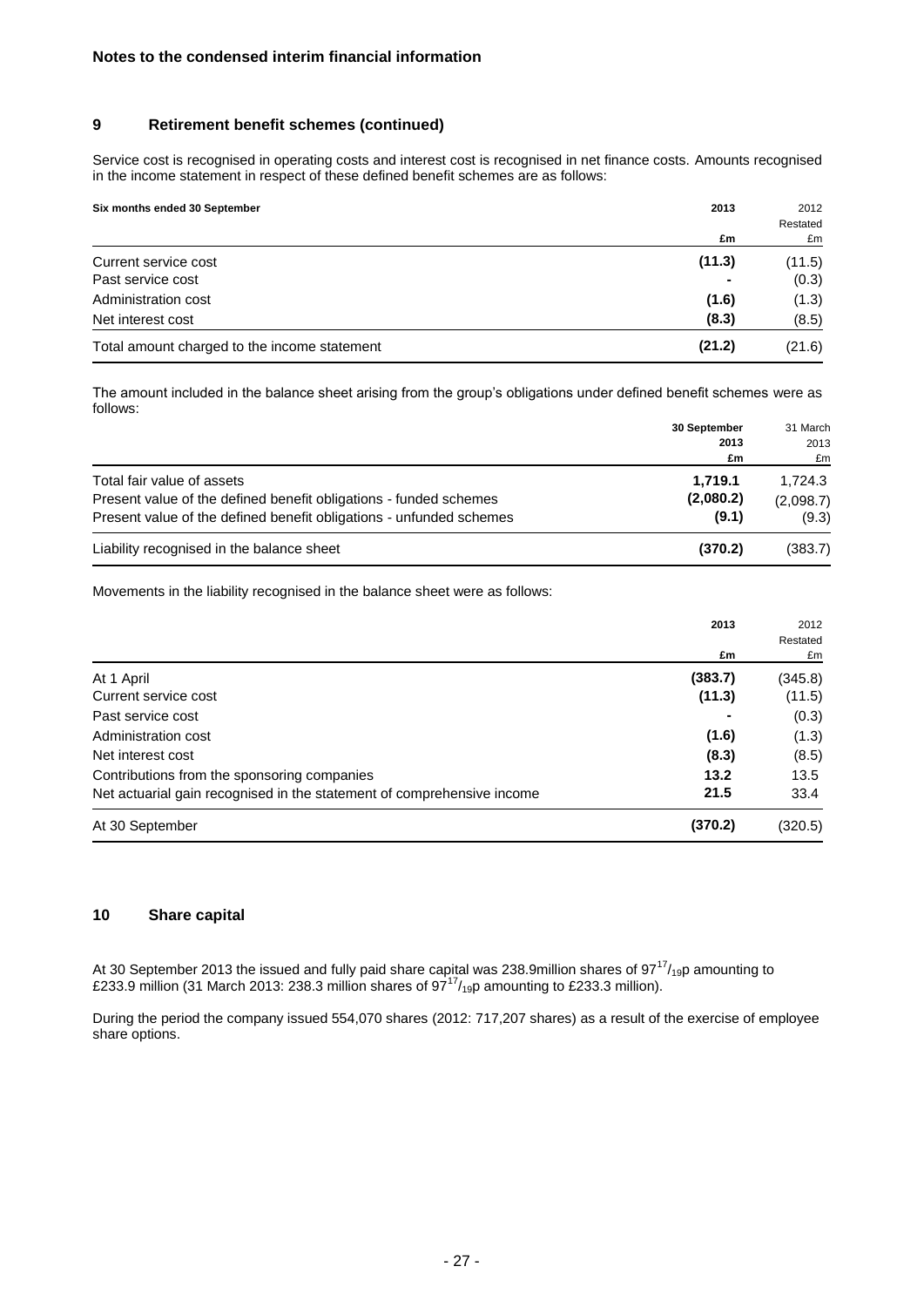**Notes to the condensed interim financial information**

## 9 Retirement benefit schemes (continued)

Service cost is recognised in operating costs and interest cost is recognised in net finance costs. Amounts recognised in the income statement in respect of these defined benefit schemes are as follows:

| Six months ended 30 September | 2013 | 2012 Restated |
|---|---|---|
| | £m | £m |
| Current service cost | (11.3) | (11.5) |
| Past service cost | - | (0.3) |
| Administration cost | (1.6) | (1.3) |
| Net interest cost | (8.3) | (8.5) |
| Total amount charged to the income statement | (21.2) | (21.6) |

The amount included in the balance sheet arising from the group's obligations under defined benefit schemes were as follows:

| | 30 September 2013 | 31 March 2013 |
|---|---|---|
| | £m | £m |
| Total fair value of assets | 1,719.1 | 1,724.3 |
| Present value of the defined benefit obligations - funded schemes | (2,080.2) | (2,098.7) |
| Present value of the defined benefit obligations - unfunded schemes | (9.1) | (9.3) |
| Liability recognised in the balance sheet | (370.2) | (383.7) |

Movements in the liability recognised in the balance sheet were as follows:

| | 2013 | 2012 Restated |
|---|---|---|
| | £m | £m |
| At 1 April | (383.7) | (345.8) |
| Current service cost | (11.3) | (11.5) |
| Past service cost | - | (0.3) |
| Administration cost | (1.6) | (1.3) |
| Net interest cost | (8.3) | (8.5) |
| Contributions from the sponsoring companies | 13.2 | 13.5 |
| Net actuarial gain recognised in the statement of comprehensive income | 21.5 | 33.4 |
| At 30 September | (370.2) | (320.5) |

## 10 Share capital

At 30 September 2013 the issued and fully paid share capital was 238.9million shares of $97^{17}/_{19}$p amounting to £233.9 million (31 March 2013: 238.3 million shares of $97^{17}/_{19}$p amounting to £233.3 million).

During the period the company issued 554,070 shares (2012: 717,207 shares) as a result of the exercise of employee share options.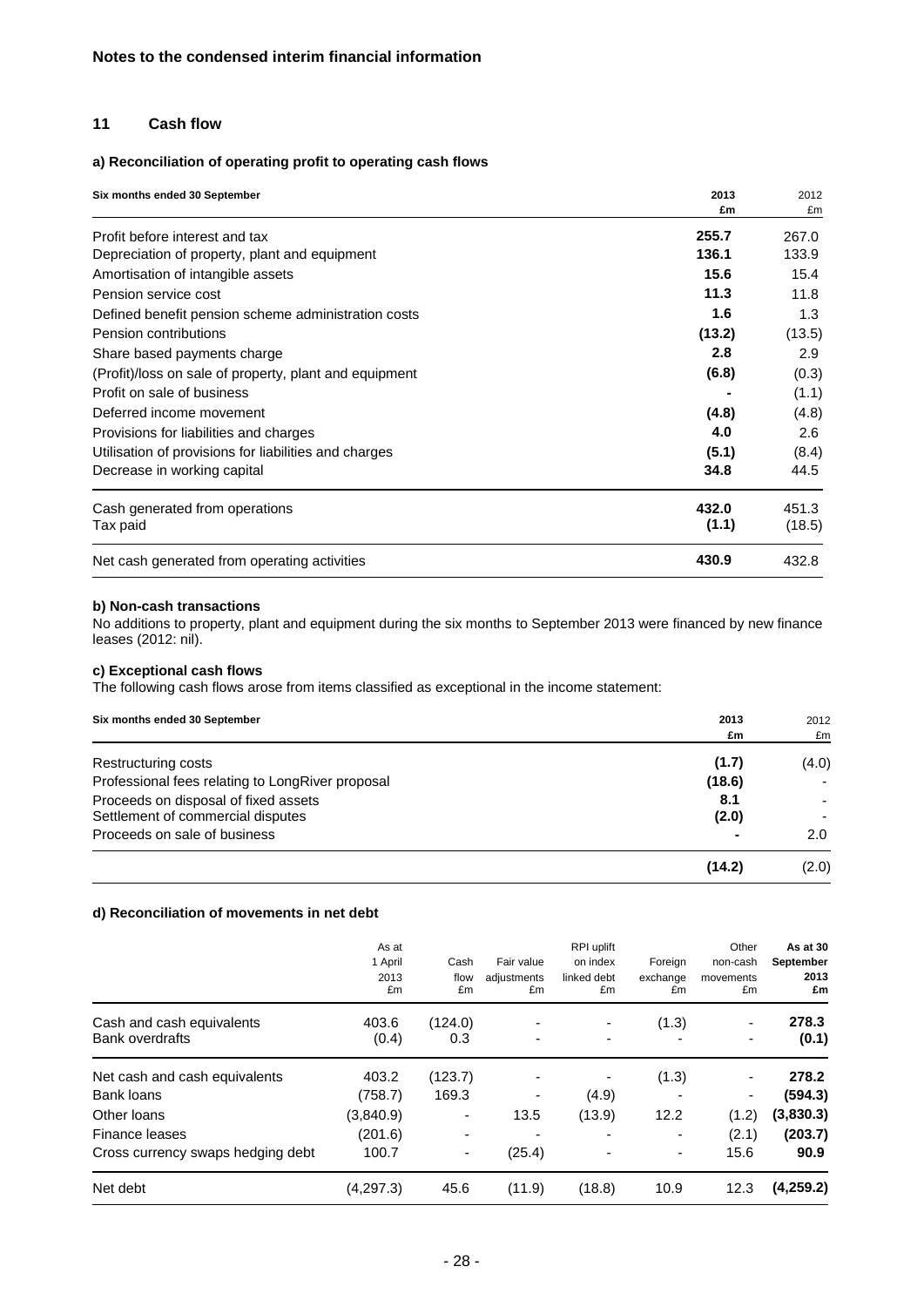**Notes to the condensed interim financial information**

## 11 Cash flow

### a) Reconciliation of operating profit to operating cash flows

| Six months ended 30 September | 2013 £m | 2012 £m |
|---|---|---|
| Profit before interest and tax | **255.7** | 267.0 |
| Depreciation of property, plant and equipment | **136.1** | 133.9 |
| Amortisation of intangible assets | **15.6** | 15.4 |
| Pension service cost | **11.3** | 11.8 |
| Defined benefit pension scheme administration costs | **1.6** | 1.3 |
| Pension contributions | **(13.2)** | (13.5) |
| Share based payments charge | **2.8** | 2.9 |
| (Profit)/loss on sale of property, plant and equipment | **(6.8)** | (0.3) |
| Profit on sale of business | **-** | (1.1) |
| Deferred income movement | **(4.8)** | (4.8) |
| Provisions for liabilities and charges | **4.0** | 2.6 |
| Utilisation of provisions for liabilities and charges | **(5.1)** | (8.4) |
| Decrease in working capital | **34.8** | 44.5 |
| Cash generated from operations | **432.0** | 451.3 |
| Tax paid | **(1.1)** | (18.5) |
| Net cash generated from operating activities | **430.9** | 432.8 |

### b) Non-cash transactions

No additions to property, plant and equipment during the six months to September 2013 were financed by new finance leases (2012: nil).

### c) Exceptional cash flows

The following cash flows arose from items classified as exceptional in the income statement:

| Six months ended 30 September | 2013 £m | 2012 £m |
|---|---|---|
| Restructuring costs | **(1.7)** | (4.0) |
| Professional fees relating to LongRiver proposal | **(18.6)** | - |
| Proceeds on disposal of fixed assets | **8.1** | - |
| Settlement of commercial disputes | **(2.0)** | - |
| Proceeds on sale of business | **-** | 2.0 |
| | **(14.2)** | (2.0) |

### d) Reconciliation of movements in net debt

| | As at 1 April 2013 £m | Cash flow £m | Fair value adjustments £m | RPI uplift on index linked debt £m | Foreign exchange £m | Other non-cash movements £m | As at 30 September 2013 £m |
|---|---|---|---|---|---|---|---|
| Cash and cash equivalents | 403.6 | (124.0) | - | - | (1.3) | - | **278.3** |
| Bank overdrafts | (0.4) | 0.3 | - | - | - | - | **(0.1)** |
| Net cash and cash equivalents | 403.2 | (123.7) | - | - | (1.3) | - | **278.2** |
| Bank loans | (758.7) | 169.3 | - | (4.9) | - | - | **(594.3)** |
| Other loans | (3,840.9) | - | 13.5 | (13.9) | 12.2 | (1.2) | **(3,830.3)** |
| Finance leases | (201.6) | - | - | - | - | (2.1) | **(203.7)** |
| Cross currency swaps hedging debt | 100.7 | - | (25.4) | - | - | 15.6 | **90.9** |
| Net debt | (4,297.3) | 45.6 | (11.9) | (18.8) | 10.9 | 12.3 | **(4,259.2)** |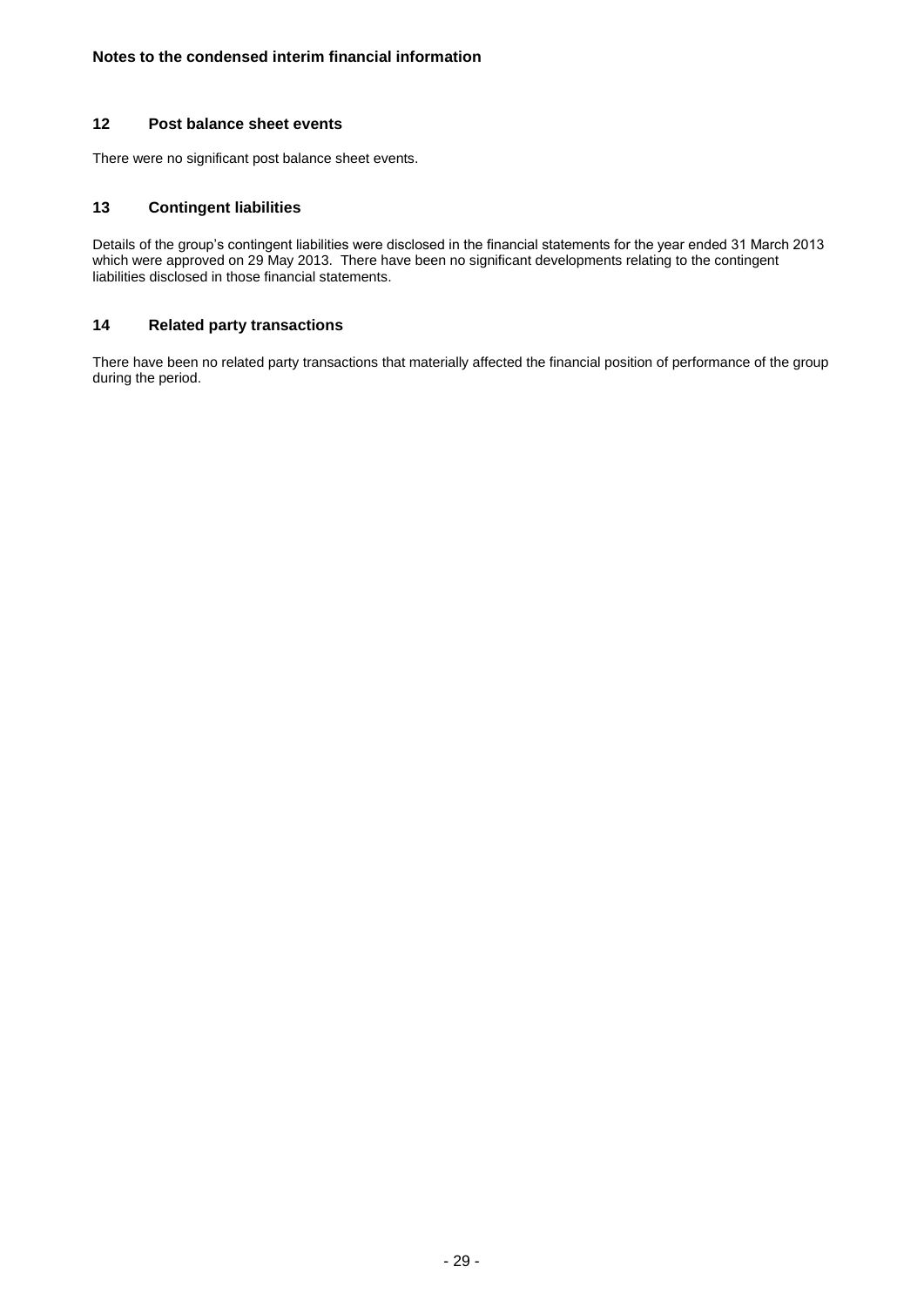**Notes to the condensed interim financial information**

## 12 Post balance sheet events

There were no significant post balance sheet events.

## 13 Contingent liabilities

Details of the group's contingent liabilities were disclosed in the financial statements for the year ended 31 March 2013 which were approved on 29 May 2013. There have been no significant developments relating to the contingent liabilities disclosed in those financial statements.

## 14 Related party transactions

There have been no related party transactions that materially affected the financial position of performance of the group during the period.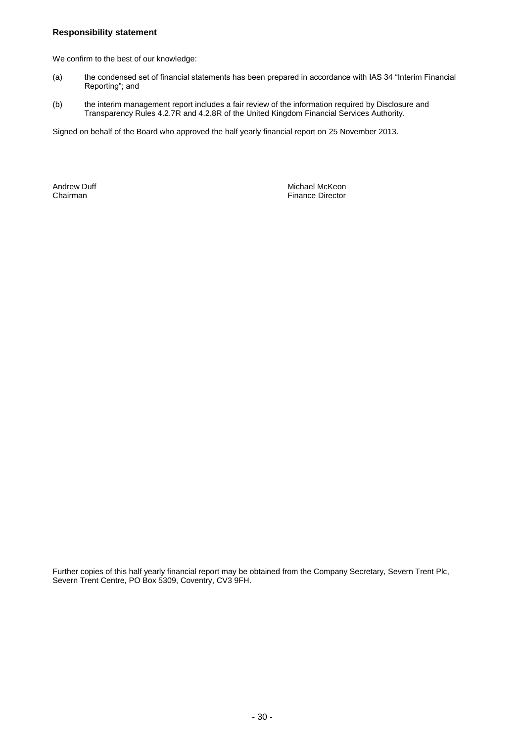**Responsibility statement**

We confirm to the best of our knowledge:

(a) the condensed set of financial statements has been prepared in accordance with IAS 34 "Interim Financial Reporting"; and

(b) the interim management report includes a fair review of the information required by Disclosure and Transparency Rules 4.2.7R and 4.2.8R of the United Kingdom Financial Services Authority.

Signed on behalf of the Board who approved the half yearly financial report on 25 November 2013.

Andrew Duff
Chairman

Michael McKeon
Finance Director

Further copies of this half yearly financial report may be obtained from the Company Secretary, Severn Trent Plc, Severn Trent Centre, PO Box 5309, Coventry, CV3 9FH.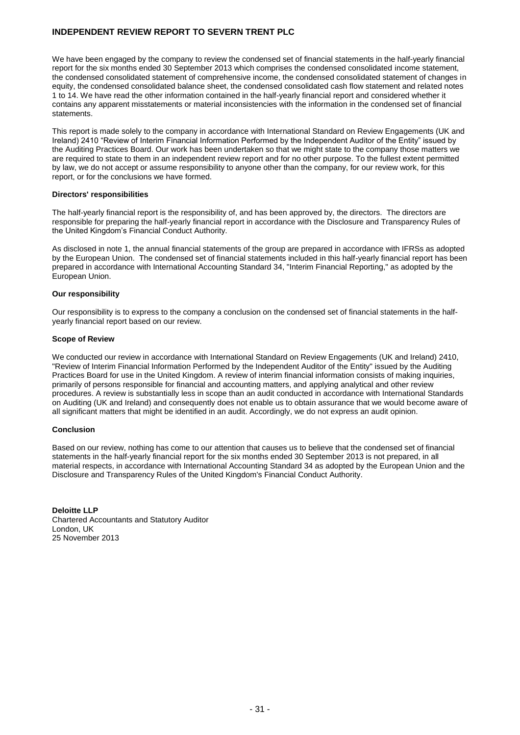# INDEPENDENT REVIEW REPORT TO SEVERN TRENT PLC

We have been engaged by the company to review the condensed set of financial statements in the half-yearly financial report for the six months ended 30 September 2013 which comprises the condensed consolidated income statement, the condensed consolidated statement of comprehensive income, the condensed consolidated statement of changes in equity, the condensed consolidated balance sheet, the condensed consolidated cash flow statement and related notes 1 to 14. We have read the other information contained in the half-yearly financial report and considered whether it contains any apparent misstatements or material inconsistencies with the information in the condensed set of financial statements.

This report is made solely to the company in accordance with International Standard on Review Engagements (UK and Ireland) 2410 "Review of Interim Financial Information Performed by the Independent Auditor of the Entity" issued by the Auditing Practices Board. Our work has been undertaken so that we might state to the company those matters we are required to state to them in an independent review report and for no other purpose. To the fullest extent permitted by law, we do not accept or assume responsibility to anyone other than the company, for our review work, for this report, or for the conclusions we have formed.

**Directors' responsibilities**

The half-yearly financial report is the responsibility of, and has been approved by, the directors. The directors are responsible for preparing the half-yearly financial report in accordance with the Disclosure and Transparency Rules of the United Kingdom's Financial Conduct Authority.

As disclosed in note 1, the annual financial statements of the group are prepared in accordance with IFRSs as adopted by the European Union. The condensed set of financial statements included in this half-yearly financial report has been prepared in accordance with International Accounting Standard 34, "Interim Financial Reporting," as adopted by the European Union.

**Our responsibility**

Our responsibility is to express to the company a conclusion on the condensed set of financial statements in the half-yearly financial report based on our review.

**Scope of Review**

We conducted our review in accordance with International Standard on Review Engagements (UK and Ireland) 2410, "Review of Interim Financial Information Performed by the Independent Auditor of the Entity" issued by the Auditing Practices Board for use in the United Kingdom. A review of interim financial information consists of making inquiries, primarily of persons responsible for financial and accounting matters, and applying analytical and other review procedures. A review is substantially less in scope than an audit conducted in accordance with International Standards on Auditing (UK and Ireland) and consequently does not enable us to obtain assurance that we would become aware of all significant matters that might be identified in an audit. Accordingly, we do not express an audit opinion.

**Conclusion**

Based on our review, nothing has come to our attention that causes us to believe that the condensed set of financial statements in the half-yearly financial report for the six months ended 30 September 2013 is not prepared, in all material respects, in accordance with International Accounting Standard 34 as adopted by the European Union and the Disclosure and Transparency Rules of the United Kingdom's Financial Conduct Authority.

**Deloitte LLP**
Chartered Accountants and Statutory Auditor
London, UK
25 November 2013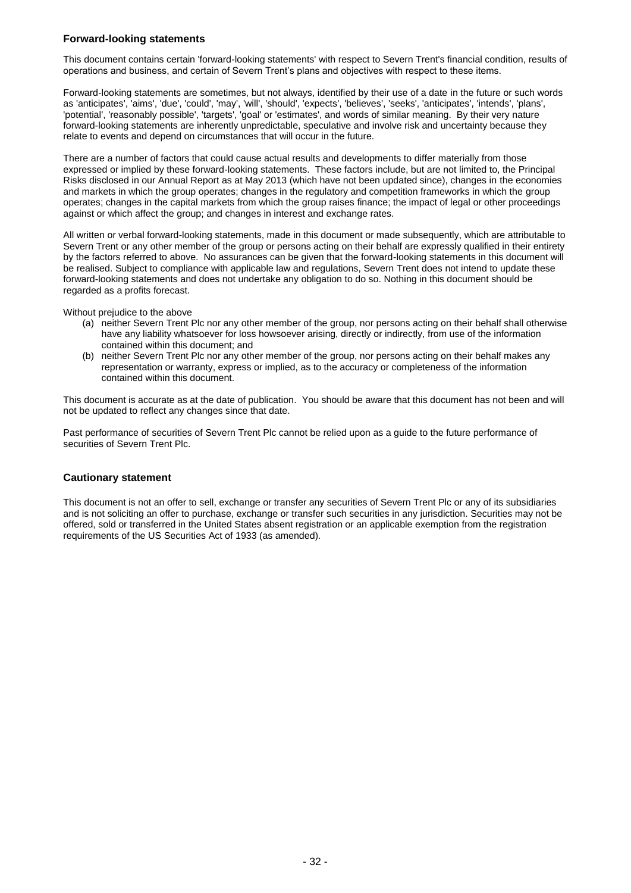### Forward-looking statements

This document contains certain 'forward-looking statements' with respect to Severn Trent's financial condition, results of operations and business, and certain of Severn Trent's plans and objectives with respect to these items.

Forward-looking statements are sometimes, but not always, identified by their use of a date in the future or such words as 'anticipates', 'aims', 'due', 'could', 'may', 'will', 'should', 'expects', 'believes', 'seeks', 'anticipates', 'intends', 'plans', 'potential', 'reasonably possible', 'targets', 'goal' or 'estimates', and words of similar meaning. By their very nature forward-looking statements are inherently unpredictable, speculative and involve risk and uncertainty because they relate to events and depend on circumstances that will occur in the future.

There are a number of factors that could cause actual results and developments to differ materially from those expressed or implied by these forward-looking statements. These factors include, but are not limited to, the Principal Risks disclosed in our Annual Report as at May 2013 (which have not been updated since), changes in the economies and markets in which the group operates; changes in the regulatory and competition frameworks in which the group operates; changes in the capital markets from which the group raises finance; the impact of legal or other proceedings against or which affect the group; and changes in interest and exchange rates.

All written or verbal forward-looking statements, made in this document or made subsequently, which are attributable to Severn Trent or any other member of the group or persons acting on their behalf are expressly qualified in their entirety by the factors referred to above. No assurances can be given that the forward-looking statements in this document will be realised. Subject to compliance with applicable law and regulations, Severn Trent does not intend to update these forward-looking statements and does not undertake any obligation to do so. Nothing in this document should be regarded as a profits forecast.

Without prejudice to the above

(a) neither Severn Trent Plc nor any other member of the group, nor persons acting on their behalf shall otherwise have any liability whatsoever for loss howsoever arising, directly or indirectly, from use of the information contained within this document; and
(b) neither Severn Trent Plc nor any other member of the group, nor persons acting on their behalf makes any representation or warranty, express or implied, as to the accuracy or completeness of the information contained within this document.

This document is accurate as at the date of publication. You should be aware that this document has not been and will not be updated to reflect any changes since that date.

Past performance of securities of Severn Trent Plc cannot be relied upon as a guide to the future performance of securities of Severn Trent Plc.

### Cautionary statement

This document is not an offer to sell, exchange or transfer any securities of Severn Trent Plc or any of its subsidiaries and is not soliciting an offer to purchase, exchange or transfer such securities in any jurisdiction. Securities may not be offered, sold or transferred in the United States absent registration or an applicable exemption from the registration requirements of the US Securities Act of 1933 (as amended).